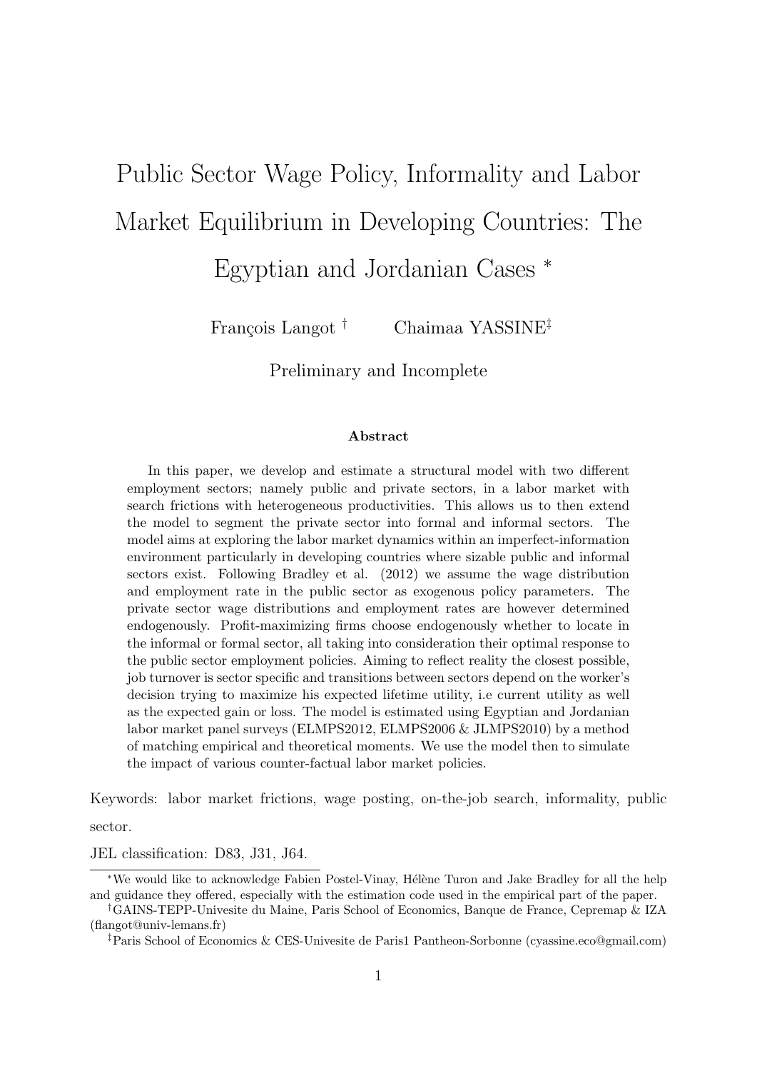# Public Sector Wage Policy, Informality and Labor Market Equilibrium in Developing Countries: The Egyptian and Jordanian Cases [*]

François Langot [†] Chaimaa YASSINE[‡]

Preliminary and Incomplete

### Abstract

In this paper, we develop and estimate a structural model with two different employment sectors; namely public and private sectors, in a labor market with search frictions with heterogeneous productivities. This allows us to then extend the model to segment the private sector into formal and informal sectors. The model aims at exploring the labor market dynamics within an imperfect-information environment particularly in developing countries where sizable public and informal sectors exist. Following Bradley et al. (2012) we assume the wage distribution and employment rate in the public sector as exogenous policy parameters. The private sector wage distributions and employment rates are however determined endogenously. Profit-maximizing firms choose endogenously whether to locate in the informal or formal sector, all taking into consideration their optimal response to the public sector employment policies. Aiming to reflect reality the closest possible, job turnover is sector specific and transitions between sectors depend on the worker's decision trying to maximize his expected lifetime utility, i.e current utility as well as the expected gain or loss. The model is estimated using Egyptian and Jordanian labor market panel surveys (ELMPS2012, ELMPS2006 & JLMPS2010) by a method of matching empirical and theoretical moments. We use the model then to simulate the impact of various counter-factual labor market policies.

Keywords: labor market frictions, wage posting, on-the-job search, informality, public sector.

JEL classification: D83, J31, J64.

[*] We would like to acknowledge Fabien Postel-Vinay, Hélène Turon and Jake Bradley for all the help and guidance they offered, especially with the estimation code used in the empirical part of the paper.

[†] GAINS-TEPP-Univesite du Maine, Paris School of Economics, Banque de France, Cepremap & IZA (flangot@univ-lemans.fr)

[‡] Paris School of Economics & CES-Univesite de Paris1 Pantheon-Sorbonne (cyassine.eco@gmail.com)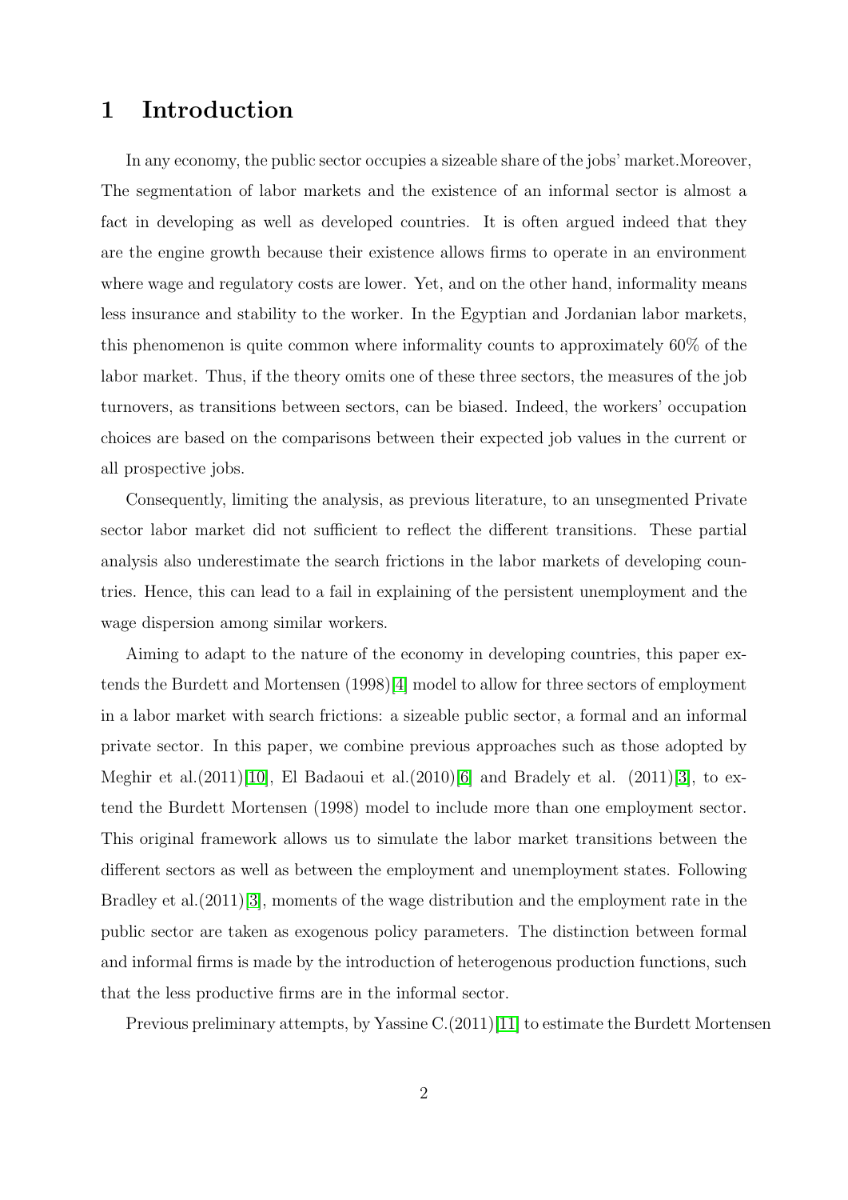# 1 Introduction

In any economy, the public sector occupies a sizeable share of the jobs' market.Moreover, The segmentation of labor markets and the existence of an informal sector is almost a fact in developing as well as developed countries. It is often argued indeed that they are the engine growth because their existence allows firms to operate in an environment where wage and regulatory costs are lower. Yet, and on the other hand, informality means less insurance and stability to the worker. In the Egyptian and Jordanian labor markets, this phenomenon is quite common where informality counts to approximately 60% of the labor market. Thus, if the theory omits one of these three sectors, the measures of the job turnovers, as transitions between sectors, can be biased. Indeed, the workers' occupation choices are based on the comparisons between their expected job values in the current or all prospective jobs.

Consequently, limiting the analysis, as previous literature, to an unsegmented Private sector labor market did not sufficient to reflect the different transitions. These partial analysis also underestimate the search frictions in the labor markets of developing countries. Hence, this can lead to a fail in explaining of the persistent unemployment and the wage dispersion among similar workers.

Aiming to adapt to the nature of the economy in developing countries, this paper extends the Burdett and Mortensen (1998)[4] model to allow for three sectors of employment in a labor market with search frictions: a sizeable public sector, a formal and an informal private sector. In this paper, we combine previous approaches such as those adopted by Meghir et al.(2011)[10], El Badaoui et al.(2010)[6] and Bradely et al. (2011)[3], to extend the Burdett Mortensen (1998) model to include more than one employment sector. This original framework allows us to simulate the labor market transitions between the different sectors as well as between the employment and unemployment states. Following Bradley et al.(2011)[3], moments of the wage distribution and the employment rate in the public sector are taken as exogenous policy parameters. The distinction between formal and informal firms is made by the introduction of heterogenous production functions, such that the less productive firms are in the informal sector.

Previous preliminary attempts, by Yassine C.(2011)[11] to estimate the Burdett Mortensen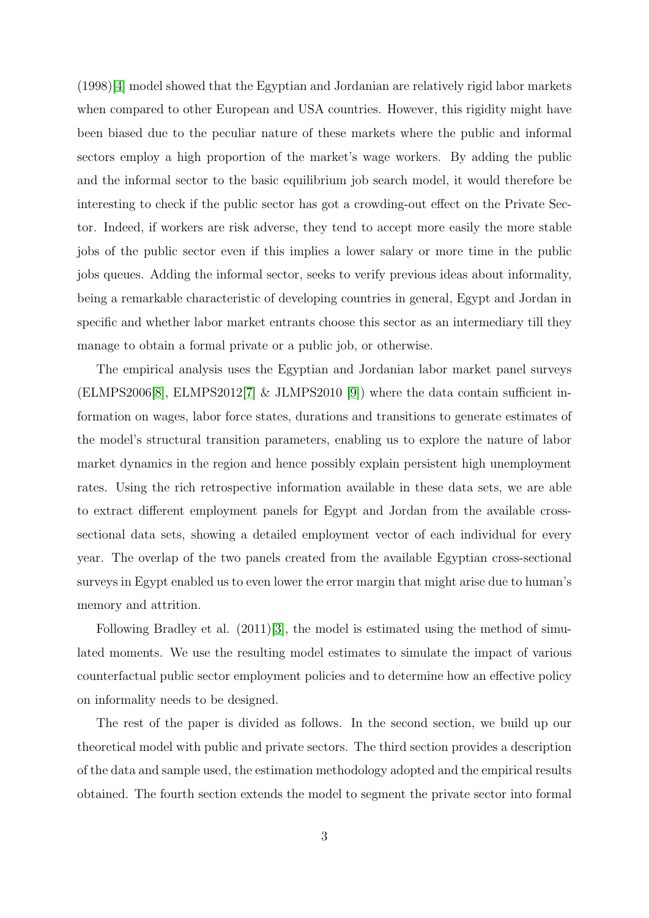(1998)[4] model showed that the Egyptian and Jordanian are relatively rigid labor markets when compared to other European and USA countries. However, this rigidity might have been biased due to the peculiar nature of these markets where the public and informal sectors employ a high proportion of the market's wage workers. By adding the public and the informal sector to the basic equilibrium job search model, it would therefore be interesting to check if the public sector has got a crowding-out effect on the Private Sector. Indeed, if workers are risk adverse, they tend to accept more easily the more stable jobs of the public sector even if this implies a lower salary or more time in the public jobs queues. Adding the informal sector, seeks to verify previous ideas about informality, being a remarkable characteristic of developing countries in general, Egypt and Jordan in specific and whether labor market entrants choose this sector as an intermediary till they manage to obtain a formal private or a public job, or otherwise.

The empirical analysis uses the Egyptian and Jordanian labor market panel surveys (ELMPS2006[8], ELMPS2012[7] & JLMPS2010 [9]) where the data contain sufficient information on wages, labor force states, durations and transitions to generate estimates of the model's structural transition parameters, enabling us to explore the nature of labor market dynamics in the region and hence possibly explain persistent high unemployment rates. Using the rich retrospective information available in these data sets, we are able to extract different employment panels for Egypt and Jordan from the available cross-sectional data sets, showing a detailed employment vector of each individual for every year. The overlap of the two panels created from the available Egyptian cross-sectional surveys in Egypt enabled us to even lower the error margin that might arise due to human's memory and attrition.

Following Bradley et al. (2011)[3], the model is estimated using the method of simulated moments. We use the resulting model estimates to simulate the impact of various counterfactual public sector employment policies and to determine how an effective policy on informality needs to be designed.

The rest of the paper is divided as follows. In the second section, we build up our theoretical model with public and private sectors. The third section provides a description of the data and sample used, the estimation methodology adopted and the empirical results obtained. The fourth section extends the model to segment the private sector into formal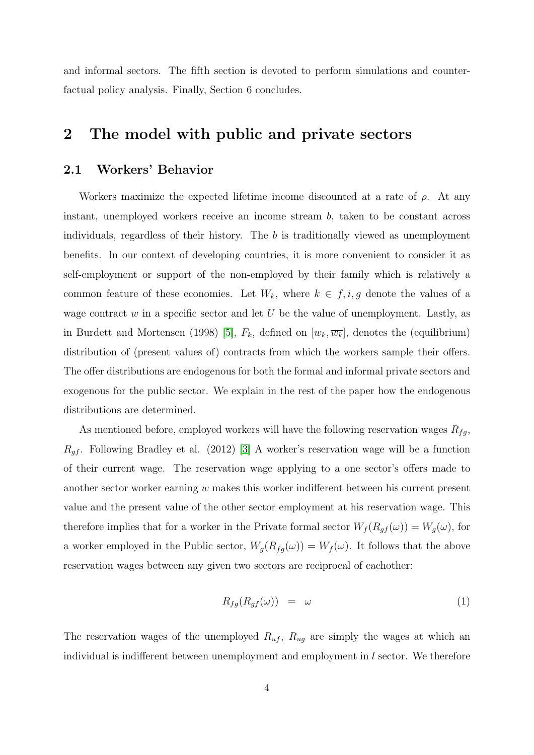and informal sectors. The fifth section is devoted to perform simulations and counterfactual policy analysis. Finally, Section 6 concludes.

## 2 The model with public and private sectors

### 2.1 Workers' Behavior

Workers maximize the expected lifetime income discounted at a rate of $\rho$. At any instant, unemployed workers receive an income stream $b$, taken to be constant across individuals, regardless of their history. The $b$ is traditionally viewed as unemployment benefits. In our context of developing countries, it is more convenient to consider it as self-employment or support of the non-employed by their family which is relatively a common feature of these economies. Let $W_k$, where $k \in f, i, g$ denote the values of a wage contract $w$ in a specific sector and let $U$ be the value of unemployment. Lastly, as in Burdett and Mortensen (1998) [5], $F_k$, defined on $[\underline{w_k}, \overline{w_k}]$, denotes the (equilibrium) distribution of (present values of) contracts from which the workers sample their offers. The offer distributions are endogenous for both the formal and informal private sectors and exogenous for the public sector. We explain in the rest of the paper how the endogenous distributions are determined.

As mentioned before, employed workers will have the following reservation wages $R_{fg}$, $R_{gf}$. Following Bradley et al. (2012) [3] A worker's reservation wage will be a function of their current wage. The reservation wage applying to a one sector's offers made to another sector worker earning $w$ makes this worker indifferent between his current present value and the present value of the other sector employment at his reservation wage. This therefore implies that for a worker in the Private formal sector $W_f(R_{gf}(\omega)) = W_g(\omega)$, for a worker employed in the Public sector, $W_g(R_{fg}(\omega)) = W_f(\omega)$. It follows that the above reservation wages between any given two sectors are reciprocal of eachother:

$$R_{fg}(R_{gf}(\omega)) \;\; = \;\; \omega \tag{1}$$

The reservation wages of the unemployed $R_{uf}$, $R_{ug}$ are simply the wages at which an individual is indifferent between unemployment and employment in $l$ sector. We therefore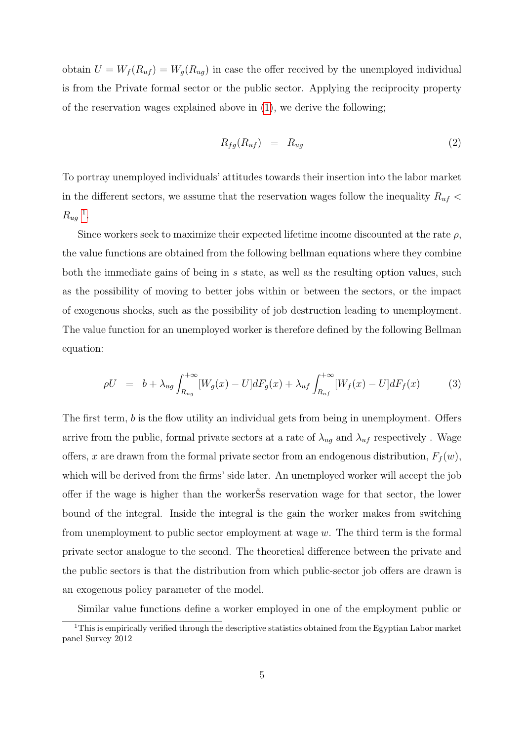obtain $U = W_f(R_{uf}) = W_g(R_{ug})$ in case the offer received by the unemployed individual is from the Private formal sector or the public sector. Applying the reciprocity property of the reservation wages explained above in (1), we derive the following;

$$R_{fg}(R_{uf}) \;\; = \;\; R_{ug} \tag{2}$$

To portray unemployed individuals' attitudes towards their insertion into the labor market in the different sectors, we assume that the reservation wages follow the inequality $R_{uf} < R_{ug}$ [1].

Since workers seek to maximize their expected lifetime income discounted at the rate $\rho$, the value functions are obtained from the following bellman equations where they combine both the immediate gains of being in $s$ state, as well as the resulting option values, such as the possibility of moving to better jobs within or between the sectors, or the impact of exogenous shocks, such as the possibility of job destruction leading to unemployment. The value function for an unemployed worker is therefore defined by the following Bellman equation:

$$\rho U \;\; = \;\; b + \lambda_{ug} \int_{R_{ug}}^{+\infty} [W_g(x) - U] dF_g(x) + \lambda_{uf} \int_{R_{uf}}^{+\infty} [W_f(x) - U] dF_f(x) \tag{3}$$

The first term, $b$ is the flow utility an individual gets from being in unemployment. Offers arrive from the public, formal private sectors at a rate of $\lambda_{ug}$ and $\lambda_{uf}$ respectively . Wage offers, $x$ are drawn from the formal private sector from an endogenous distribution, $F_f(w)$, which will be derived from the firms' side later. An unemployed worker will accept the job offer if the wage is higher than the workerŠs reservation wage for that sector, the lower bound of the integral. Inside the integral is the gain the worker makes from switching from unemployment to public sector employment at wage $w$. The third term is the formal private sector analogue to the second. The theoretical difference between the private and the public sectors is that the distribution from which public-sector job offers are drawn is an exogenous policy parameter of the model.

Similar value functions define a worker employed in one of the employment public or

[1] This is empirically verified through the descriptive statistics obtained from the Egyptian Labor market panel Survey 2012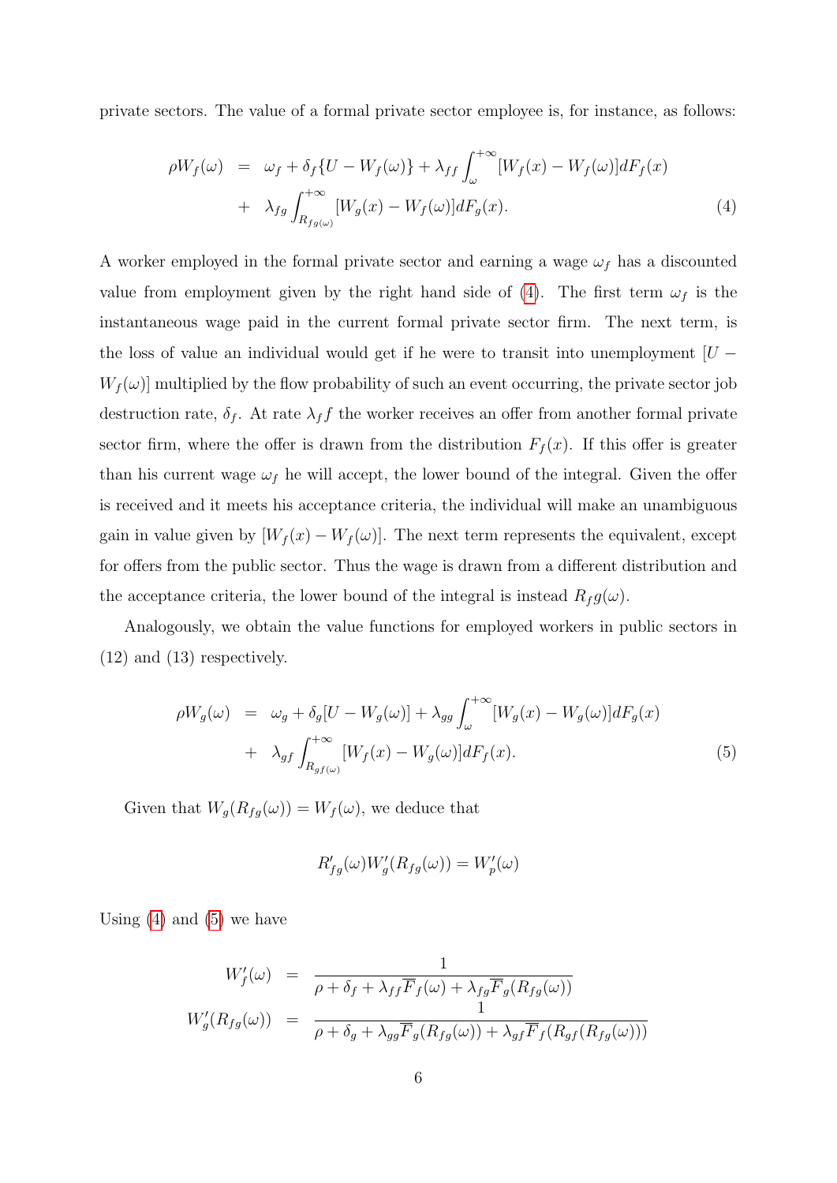private sectors. The value of a formal private sector employee is, for instance, as follows:

$$
\begin{aligned}
\rho W_f(\omega) &= \omega_f + \delta_f\{U - W_f(\omega)\} + \lambda_{ff}\int_{\omega}^{+\infty}[W_f(x) - W_f(\omega)]dF_f(x) \\
&+ \lambda_{fg}\int_{R_{fg(\omega)}}^{+\infty}[W_g(x) - W_f(\omega)]dF_g(x).
\end{aligned} \tag{4}
$$

A worker employed in the formal private sector and earning a wage $\omega_f$ has a discounted value from employment given by the right hand side of (4). The first term $\omega_f$ is the instantaneous wage paid in the current formal private sector firm. The next term, is the loss of value an individual would get if he were to transit into unemployment $[U - W_f(\omega)]$ multiplied by the flow probability of such an event occurring, the private sector job destruction rate, $\delta_f$. At rate $\lambda_f f$ the worker receives an offer from another formal private sector firm, where the offer is drawn from the distribution $F_f(x)$. If this offer is greater than his current wage $\omega_f$ he will accept, the lower bound of the integral. Given the offer is received and it meets his acceptance criteria, the individual will make an unambiguous gain in value given by $[W_f(x) - W_f(\omega)]$. The next term represents the equivalent, except for offers from the public sector. Thus the wage is drawn from a different distribution and the acceptance criteria, the lower bound of the integral is instead $R_f g(\omega)$.

Analogously, we obtain the value functions for employed workers in public sectors in (12) and (13) respectively.

$$
\begin{aligned}
\rho W_g(\omega) &= \omega_g + \delta_g[U - W_g(\omega)] + \lambda_{gg}\int_{\omega}^{+\infty}[W_g(x) - W_g(\omega)]dF_g(x) \\
&+ \lambda_{gf}\int_{R_{gf(\omega)}}^{+\infty}[W_f(x) - W_g(\omega)]dF_f(x).
\end{aligned} \tag{5}
$$

Given that $W_g(R_{fg}(\omega)) = W_f(\omega)$, we deduce that

$$
R'_{fg}(\omega)W'_g(R_{fg}(\omega)) = W'_p(\omega)
$$

Using (4) and (5) we have

$$
\begin{aligned}
W'_f(\omega) &= \frac{1}{\rho + \delta_f + \lambda_{ff}\overline{F}_f(\omega) + \lambda_{fg}\overline{F}_g(R_{fg}(\omega))} \\
W'_g(R_{fg}(\omega)) &= \frac{1}{\rho + \delta_g + \lambda_{gg}\overline{F}_g(R_{fg}(\omega)) + \lambda_{gf}\overline{F}_f(R_{gf}(R_{fg}(\omega)))}
\end{aligned}
$$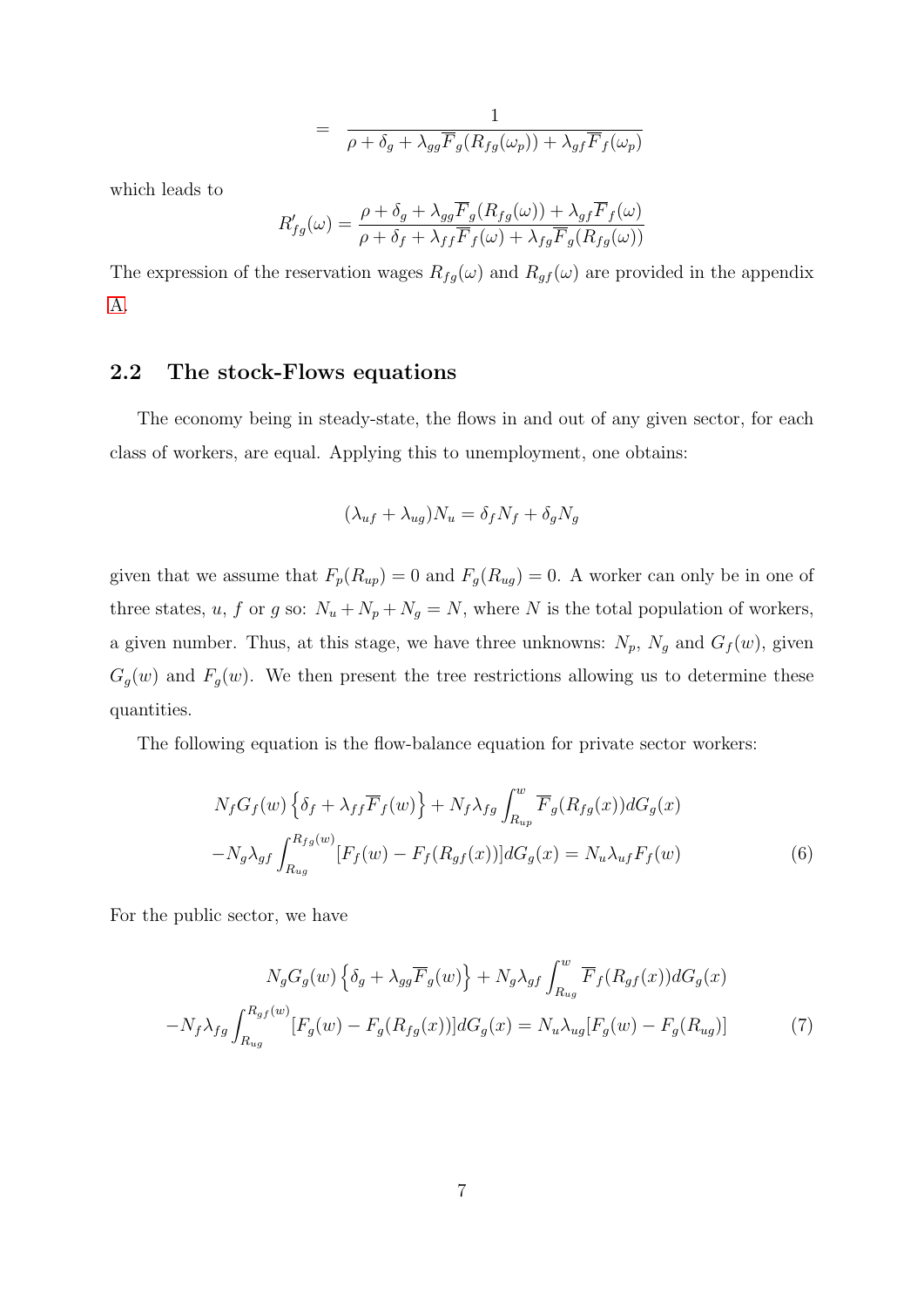$$= \frac{1}{\rho + \delta_g + \lambda_{gg}\overline{F}_g(R_{fg}(\omega_p)) + \lambda_{gf}\overline{F}_f(\omega_p)}$$

which leads to

$$R'_{fg}(\omega) = \frac{\rho + \delta_g + \lambda_{gg}\overline{F}_g(R_{fg}(\omega)) + \lambda_{gf}\overline{F}_f(\omega)}{\rho + \delta_f + \lambda_{ff}\overline{F}_f(\omega) + \lambda_{fg}\overline{F}_g(R_{fg}(\omega))}$$

The expression of the reservation wages $R_{fg}(\omega)$ and $R_{gf}(\omega)$ are provided in the appendix A.

## 2.2 The stock-Flows equations

The economy being in steady-state, the flows in and out of any given sector, for each class of workers, are equal. Applying this to unemployment, one obtains:

$$(\lambda_{uf} + \lambda_{ug})N_u = \delta_f N_f + \delta_g N_g$$

given that we assume that $F_p(R_{up}) = 0$ and $F_g(R_{ug}) = 0$. A worker can only be in one of three states, $u$, $f$ or $g$ so: $N_u + N_p + N_g = N$, where $N$ is the total population of workers, a given number. Thus, at this stage, we have three unknowns: $N_p$, $N_g$ and $G_f(w)$, given $G_g(w)$ and $F_g(w)$. We then present the tree restrictions allowing us to determine these quantities.

The following equation is the flow-balance equation for private sector workers:

$$\begin{aligned} &N_f G_f(w)\left\{\delta_f + \lambda_{ff}\overline{F}_f(w)\right\} + N_f\lambda_{fg}\int_{R_{up}}^{w}\overline{F}_g(R_{fg}(x))dG_g(x) \\ &-N_g\lambda_{gf}\int_{R_{ug}}^{R_{fg}(w)}[F_f(w) - F_f(R_{gf}(x))]dG_g(x) = N_u\lambda_{uf}F_f(w) \end{aligned} \tag{6}$$

For the public sector, we have

$$\begin{aligned} &N_g G_g(w)\left\{\delta_g + \lambda_{gg}\overline{F}_g(w)\right\} + N_g\lambda_{gf}\int_{R_{ug}}^{w}\overline{F}_f(R_{gf}(x))dG_g(x) \\ &-N_f\lambda_{fg}\int_{R_{ug}}^{R_{gf}(w)}[F_g(w) - F_g(R_{fg}(x))]dG_g(x) = N_u\lambda_{ug}[F_g(w) - F_g(R_{ug})] \end{aligned} \tag{7}$$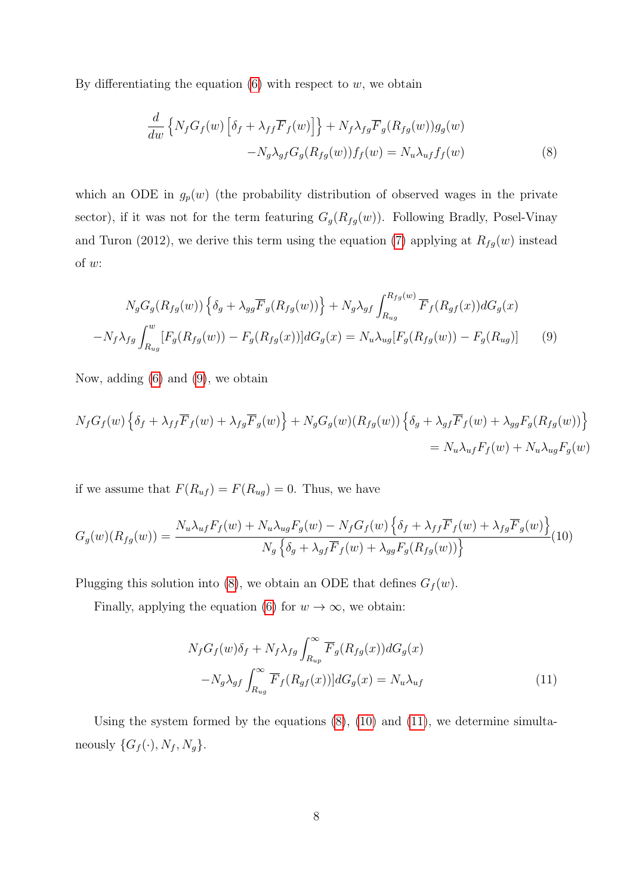By differentiating the equation (6) with respect to $w$, we obtain

$$\frac{d}{dw}\left\{N_f G_f(w)\left[\delta_f + \lambda_{ff}\overline{F}_f(w)\right]\right\} + N_f \lambda_{fg} \overline{F}_g(R_{fg}(w)) g_g(w) \\ -N_g \lambda_{gf} G_g(R_{fg}(w)) f_f(w) = N_u \lambda_{uf} f_f(w) \tag{8}$$

which an ODE in $g_p(w)$ (the probability distribution of observed wages in the private sector), if it was not for the term featuring $G_g(R_{fg}(w))$. Following Bradly, Posel-Vinay and Turon (2012), we derive this term using the equation (7) applying at $R_{fg}(w)$ instead of $w$:

$$N_g G_g(R_{fg}(w))\left\{\delta_g + \lambda_{gg}\overline{F}_g(R_{fg}(w))\right\} + N_g \lambda_{gf} \int_{R_{ug}}^{R_{fg}(w)} \overline{F}_f(R_{gf}(x)) dG_g(x) \\ -N_f \lambda_{fg} \int_{R_{ug}}^{w} [F_g(R_{fg}(w)) - F_g(R_{fg}(x))] dG_g(x) = N_u \lambda_{ug} [F_g(R_{fg}(w)) - F_g(R_{ug})] \tag{9}$$

Now, adding (6) and (9), we obtain

$$N_f G_f(w)\left\{\delta_f + \lambda_{ff}\overline{F}_f(w) + \lambda_{fg}\overline{F}_g(w)\right\} + N_g G_g(w)(R_{fg}(w))\left\{\delta_g + \lambda_{gf}\overline{F}_f(w) + \lambda_{gg}F_g(R_{fg}(w))\right\} \\ = N_u \lambda_{uf} F_f(w) + N_u \lambda_{ug} F_g(w)$$

if we assume that $F(R_{uf}) = F(R_{ug}) = 0$. Thus, we have

$$G_g(w)(R_{fg}(w)) = \frac{N_u \lambda_{uf} F_f(w) + N_u \lambda_{ug} F_g(w) - N_f G_f(w)\left\{\delta_f + \lambda_{ff}\overline{F}_f(w) + \lambda_{fg}\overline{F}_g(w)\right\}}{N_g\left\{\delta_g + \lambda_{gf}\overline{F}_f(w) + \lambda_{gg}F_g(R_{fg}(w))\right\}} \tag{10}$$

Plugging this solution into (8), we obtain an ODE that defines $G_f(w)$.

Finally, applying the equation (6) for $w \to \infty$, we obtain:

$$N_f G_f(w)\delta_f + N_f \lambda_{fg} \int_{R_{up}}^{\infty} \overline{F}_g(R_{fg}(x)) dG_g(x) \\ -N_g \lambda_{gf} \int_{R_{ug}}^{\infty} \overline{F}_f(R_{gf}(x))] dG_g(x) = N_u \lambda_{uf} \tag{11}$$

Using the system formed by the equations (8), (10) and (11), we determine simultaneously $\{G_f(\cdot), N_f, N_g\}$.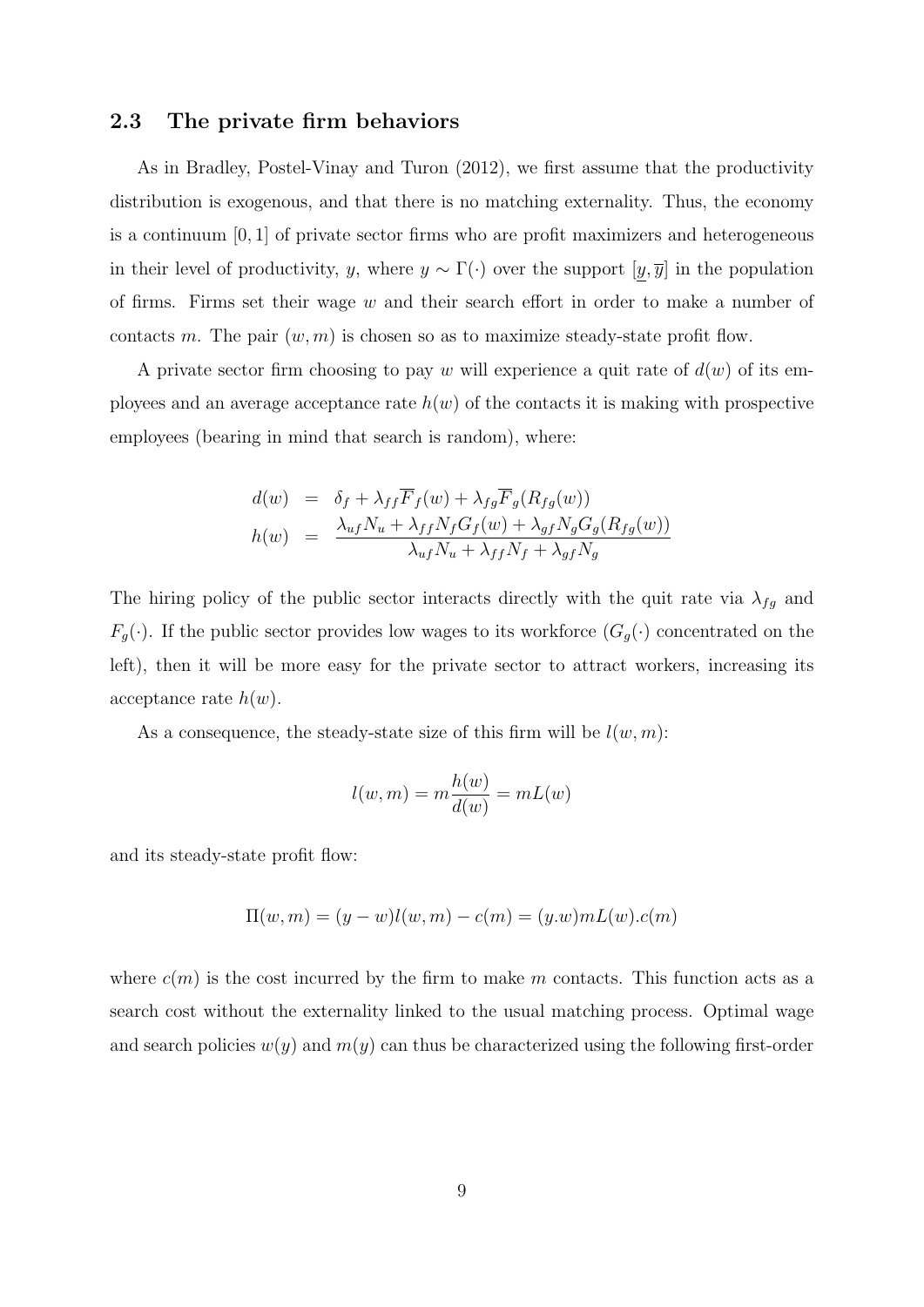### 2.3 The private firm behaviors

As in Bradley, Postel-Vinay and Turon (2012), we first assume that the productivity distribution is exogenous, and that there is no matching externality. Thus, the economy is a continuum $[0,1]$ of private sector firms who are profit maximizers and heterogeneous in their level of productivity, $y$, where $y \sim \Gamma(\cdot)$ over the support $[\underline{y}, \overline{y}]$ in the population of firms. Firms set their wage $w$ and their search effort in order to make a number of contacts $m$. The pair $(w, m)$ is chosen so as to maximize steady-state profit flow.

A private sector firm choosing to pay $w$ will experience a quit rate of $d(w)$ of its employees and an average acceptance rate $h(w)$ of the contacts it is making with prospective employees (bearing in mind that search is random), where:

$$
\begin{aligned}
d(w) &= \delta_f + \lambda_{ff}\overline{F}_f(w) + \lambda_{fg}\overline{F}_g(R_{fg}(w)) \\
h(w) &= \frac{\lambda_{uf}N_u + \lambda_{ff}N_f G_f(w) + \lambda_{gf}N_g G_g(R_{fg}(w))}{\lambda_{uf}N_u + \lambda_{ff}N_f + \lambda_{gf}N_g}
\end{aligned}
$$

The hiring policy of the public sector interacts directly with the quit rate via $\lambda_{fg}$ and $F_g(\cdot)$. If the public sector provides low wages to its workforce ($G_g(\cdot)$ concentrated on the left), then it will be more easy for the private sector to attract workers, increasing its acceptance rate $h(w)$.

As a consequence, the steady-state size of this firm will be $l(w, m)$:

$$
l(w, m) = m\frac{h(w)}{d(w)} = mL(w)
$$

and its steady-state profit flow:

$$
\Pi(w, m) = (y - w)l(w, m) - c(m) = (y.w)mL(w).c(m)
$$

where $c(m)$ is the cost incurred by the firm to make $m$ contacts. This function acts as a search cost without the externality linked to the usual matching process. Optimal wage and search policies $w(y)$ and $m(y)$ can thus be characterized using the following first-order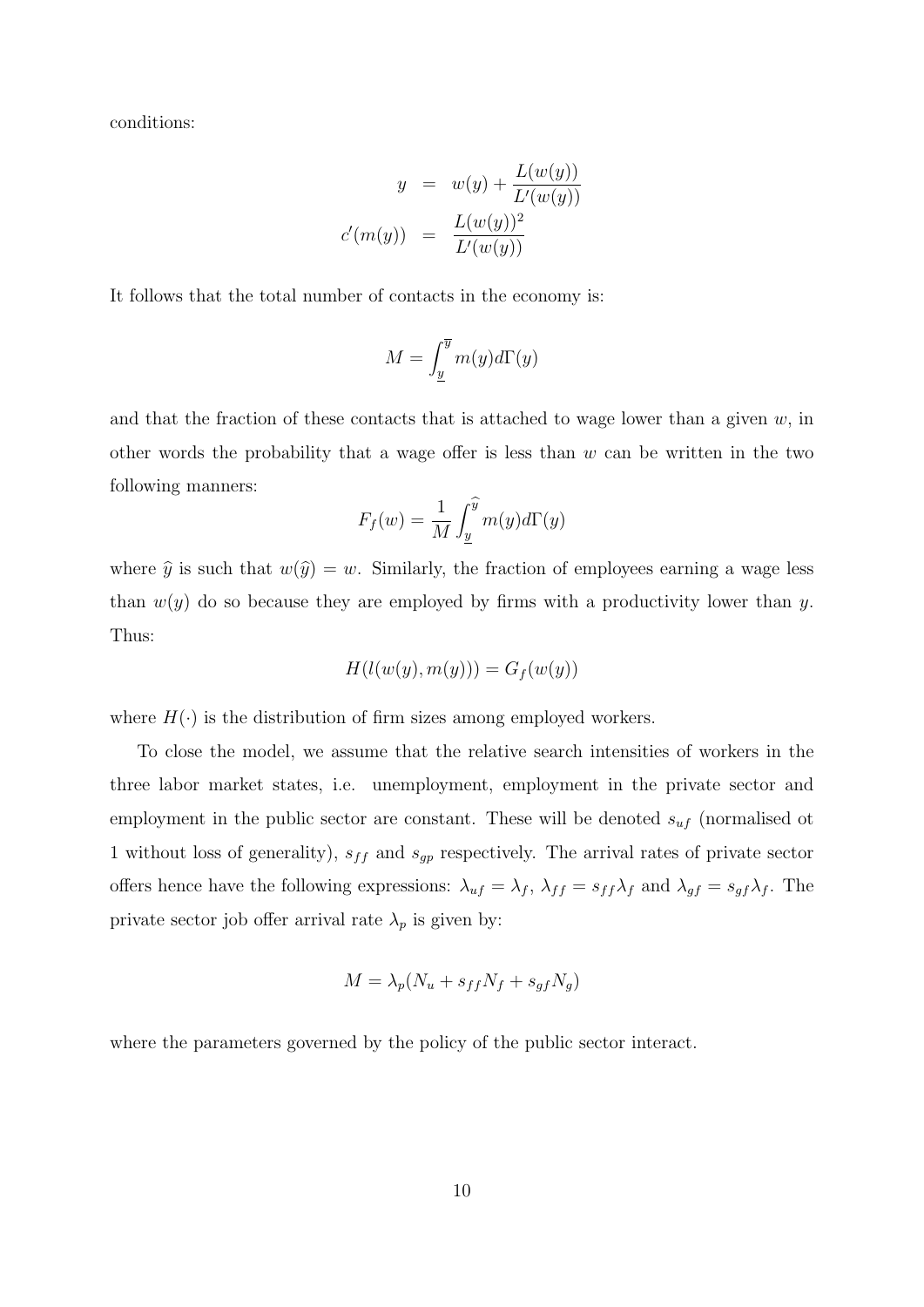conditions:

$$
\begin{aligned}
y &= w(y) + \frac{L(w(y))}{L'(w(y))} \\
c'(m(y)) &= \frac{L(w(y))^2}{L'(w(y))}
\end{aligned}
$$

It follows that the total number of contacts in the economy is:

$$
M = \int_{\underline{y}}^{\overline{y}} m(y) d\Gamma(y)
$$

and that the fraction of these contacts that is attached to wage lower than a given $w$, in other words the probability that a wage offer is less than $w$ can be written in the two following manners:

$$
F_f(w) = \frac{1}{M} \int_{\underline{y}}^{\widehat{y}} m(y) d\Gamma(y)
$$

where $\widehat{y}$ is such that $w(\widehat{y}) = w$. Similarly, the fraction of employees earning a wage less than $w(y)$ do so because they are employed by firms with a productivity lower than $y$. Thus:

$$
H(l(w(y), m(y))) = G_f(w(y))
$$

where $H(\cdot)$ is the distribution of firm sizes among employed workers.

To close the model, we assume that the relative search intensities of workers in the three labor market states, i.e. unemployment, employment in the private sector and employment in the public sector are constant. These will be denoted $s_{uf}$ (normalised ot 1 without loss of generality), $s_{ff}$ and $s_{gp}$ respectively. The arrival rates of private sector offers hence have the following expressions: $\lambda_{uf} = \lambda_f$, $\lambda_{ff} = s_{ff}\lambda_f$ and $\lambda_{gf} = s_{gf}\lambda_f$. The private sector job offer arrival rate $\lambda_p$ is given by:

$$
M = \lambda_p(N_u + s_{ff}N_f + s_{gf}N_g)
$$

where the parameters governed by the policy of the public sector interact.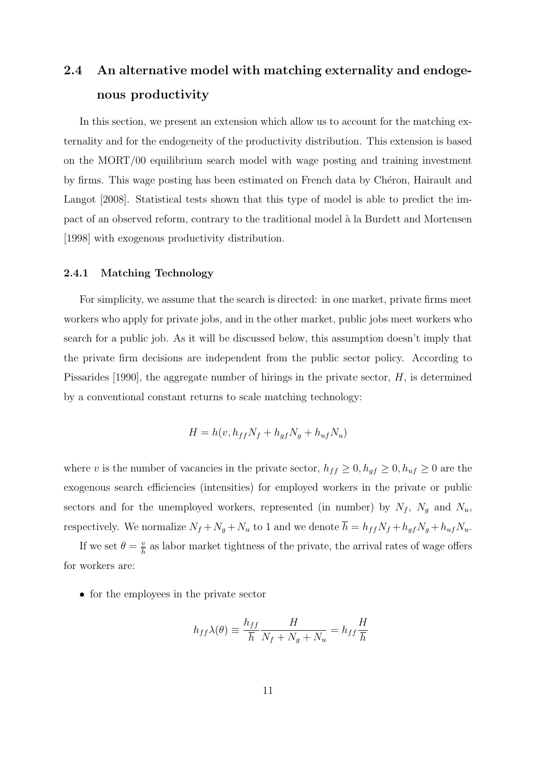## 2.4 An alternative model with matching externality and endogenous productivity

In this section, we present an extension which allow us to account for the matching externality and for the endogeneity of the productivity distribution. This extension is based on the MORT/00 equilibrium search model with wage posting and training investment by firms. This wage posting has been estimated on French data by Chéron, Hairault and Langot [2008]. Statistical tests shown that this type of model is able to predict the impact of an observed reform, contrary to the traditional model à la Burdett and Mortensen [1998] with exogenous productivity distribution.

### 2.4.1 Matching Technology

For simplicity, we assume that the search is directed: in one market, private firms meet workers who apply for private jobs, and in the other market, public jobs meet workers who search for a public job. As it will be discussed below, this assumption doesn't imply that the private firm decisions are independent from the public sector policy. According to Pissarides [1990], the aggregate number of hirings in the private sector, $H$, is determined by a conventional constant returns to scale matching technology:

$$H = h(v, h_{ff}N_f + h_{gf}N_g + h_{uf}N_u)$$

where $v$ is the number of vacancies in the private sector, $h_{ff} \geq 0, h_{gf} \geq 0, h_{uf} \geq 0$ are the exogenous search efficiencies (intensities) for employed workers in the private or public sectors and for the unemployed workers, represented (in number) by $N_f$, $N_g$ and $N_u$, respectively. We normalize $N_f + N_g + N_u$ to 1 and we denote $\overline{h} = h_{ff}N_f + h_{gf}N_g + h_{uf}N_u$.

If we set $\theta = \frac{v}{\overline{h}}$ as labor market tightness of the private, the arrival rates of wage offers for workers are:

- for the employees in the private sector

$$h_{ff}\lambda(\theta) \equiv \frac{h_{ff}}{\overline{h}} \frac{H}{N_f + N_g + N_u} = h_{ff}\frac{H}{\overline{h}}$$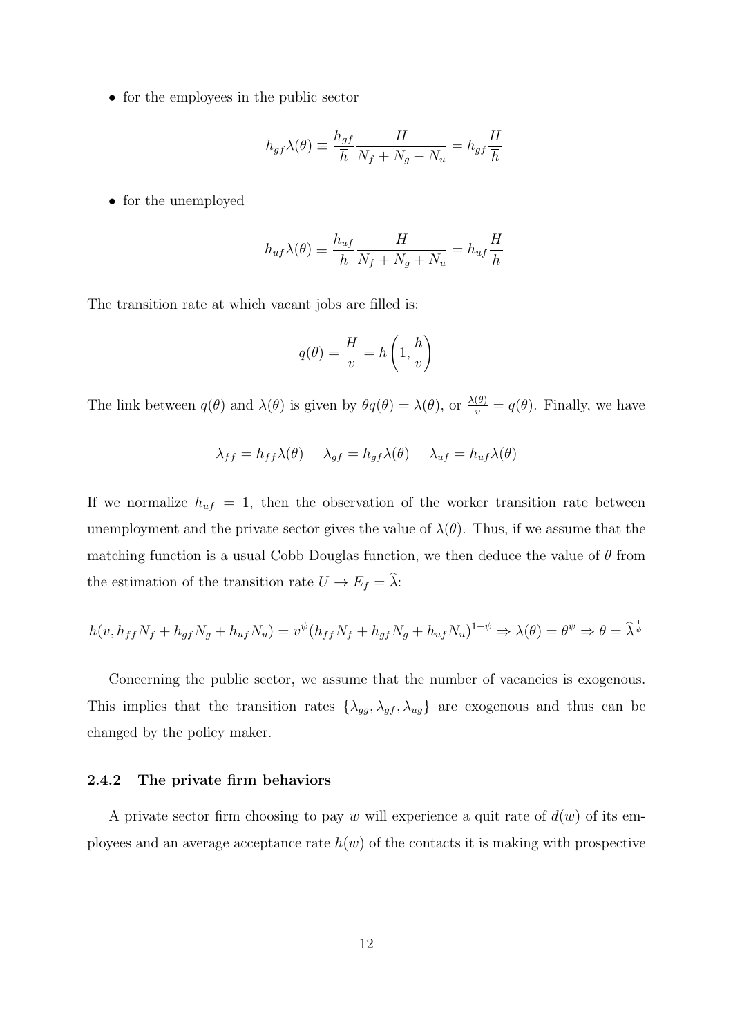- for the employees in the public sector

$$h_{gf}\lambda(\theta) \equiv \frac{h_{gf}}{\overline{h}} \frac{H}{N_f + N_g + N_u} = h_{gf}\frac{H}{\overline{h}}$$

- for the unemployed

$$h_{uf}\lambda(\theta) \equiv \frac{h_{uf}}{\overline{h}} \frac{H}{N_f + N_g + N_u} = h_{uf}\frac{H}{\overline{h}}$$

The transition rate at which vacant jobs are filled is:

$$q(\theta) = \frac{H}{v} = h\left(1, \frac{\overline{h}}{v}\right)$$

The link between $q(\theta)$ and $\lambda(\theta)$ is given by $\theta q(\theta) = \lambda(\theta)$, or $\frac{\lambda(\theta)}{v} = q(\theta)$. Finally, we have

$$\lambda_{ff} = h_{ff}\lambda(\theta) \quad \lambda_{gf} = h_{gf}\lambda(\theta) \quad \lambda_{uf} = h_{uf}\lambda(\theta)$$

If we normalize $h_{uf} = 1$, then the observation of the worker transition rate between unemployment and the private sector gives the value of $\lambda(\theta)$. Thus, if we assume that the matching function is a usual Cobb Douglas function, we then deduce the value of $\theta$ from the estimation of the transition rate $U \rightarrow E_f = \widehat{\lambda}$:

$$h(v, h_{ff}N_f + h_{gf}N_g + h_{uf}N_u) = v^{\psi}(h_{ff}N_f + h_{gf}N_g + h_{uf}N_u)^{1-\psi} \Rightarrow \lambda(\theta) = \theta^{\psi} \Rightarrow \theta = \widehat{\lambda}^{\frac{1}{\psi}}$$

Concerning the public sector, we assume that the number of vacancies is exogenous. This implies that the transition rates $\{\lambda_{gg}, \lambda_{gf}, \lambda_{ug}\}$ are exogenous and thus can be changed by the policy maker.

### 2.4.2 The private firm behaviors

A private sector firm choosing to pay $w$ will experience a quit rate of $d(w)$ of its employees and an average acceptance rate $h(w)$ of the contacts it is making with prospective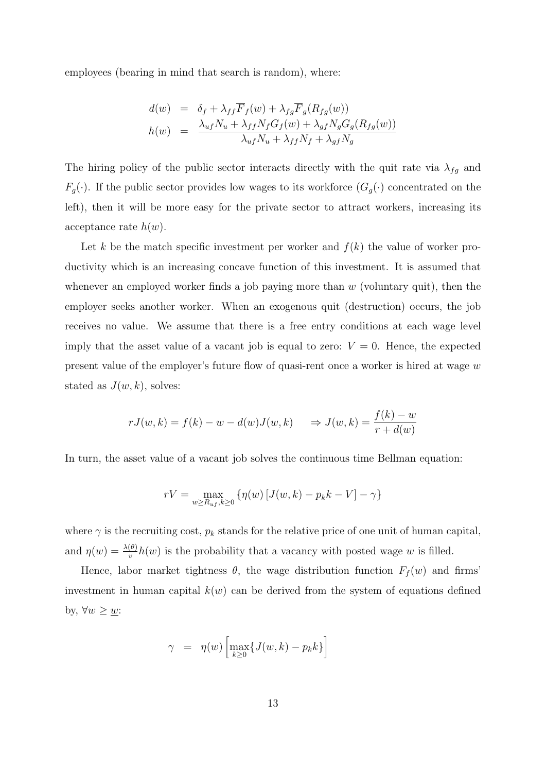employees (bearing in mind that search is random), where:

$$
\begin{aligned}
d(w) &= \delta_f + \lambda_{ff}\overline{F}_f(w) + \lambda_{fg}\overline{F}_g(R_{fg}(w)) \\
h(w) &= \frac{\lambda_{uf}N_u + \lambda_{ff}N_f G_f(w) + \lambda_{gf}N_g G_g(R_{fg}(w))}{\lambda_{uf}N_u + \lambda_{ff}N_f + \lambda_{gf}N_g}
\end{aligned}
$$

The hiring policy of the public sector interacts directly with the quit rate via $\lambda_{fg}$ and $F_g(\cdot)$. If the public sector provides low wages to its workforce ($G_g(\cdot)$ concentrated on the left), then it will be more easy for the private sector to attract workers, increasing its acceptance rate $h(w)$.

Let $k$ be the match specific investment per worker and $f(k)$ the value of worker productivity which is an increasing concave function of this investment. It is assumed that whenever an employed worker finds a job paying more than $w$ (voluntary quit), then the employer seeks another worker. When an exogenous quit (destruction) occurs, the job receives no value. We assume that there is a free entry conditions at each wage level imply that the asset value of a vacant job is equal to zero: $V = 0$. Hence, the expected present value of the employer's future flow of quasi-rent once a worker is hired at wage $w$ stated as $J(w, k)$, solves:

$$
rJ(w,k) = f(k) - w - d(w)J(w,k) \qquad \Rightarrow J(w,k) = \frac{f(k) - w}{r + d(w)}
$$

In turn, the asset value of a vacant job solves the continuous time Bellman equation:

$$
rV = \max_{w \geq R_{uf}, k \geq 0} \left\{ \eta(w) \left[ J(w,k) - p_k k - V \right] - \gamma \right\}
$$

where $\gamma$ is the recruiting cost, $p_k$ stands for the relative price of one unit of human capital, and $\eta(w) = \frac{\lambda(\theta)}{v} h(w)$ is the probability that a vacancy with posted wage $w$ is filled.

Hence, labor market tightness $\theta$, the wage distribution function $F_f(w)$ and firms' investment in human capital $k(w)$ can be derived from the system of equations defined by, $\forall w \geq \underline{w}$:

$$
\gamma \;\; = \;\; \eta(w) \left[ \max_{k \geq 0} \{ J(w,k) - p_k k \} \right]
$$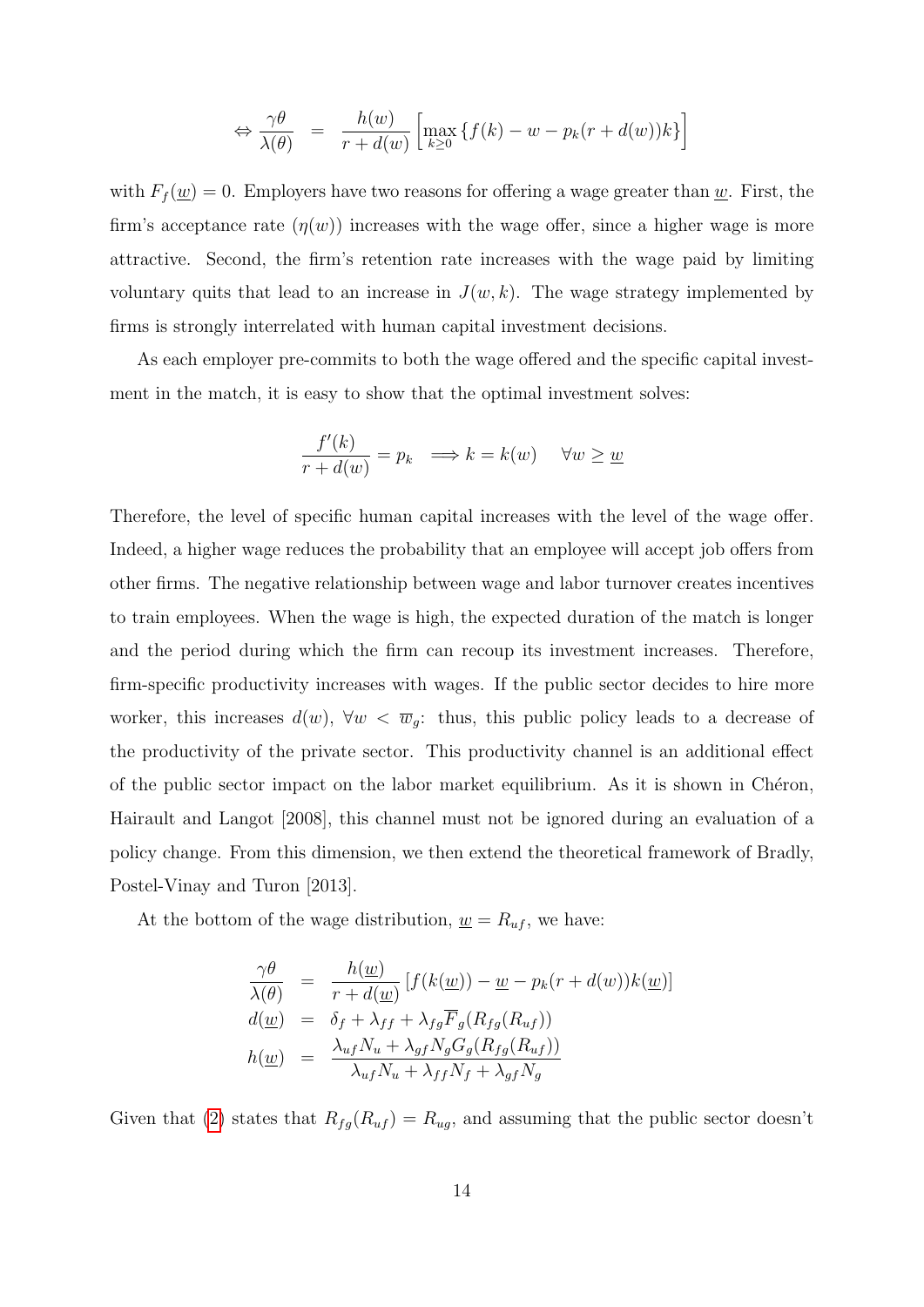$$\Leftrightarrow \frac{\gamma\theta}{\lambda(\theta)} = \frac{h(w)}{r+d(w)}\left[\max_{k\geq 0}\{f(k) - w - p_k(r+d(w))k\}\right]$$

with $F_f(\underline{w}) = 0$. Employers have two reasons for offering a wage greater than $\underline{w}$. First, the firm's acceptance rate ($\eta(w)$) increases with the wage offer, since a higher wage is more attractive. Second, the firm's retention rate increases with the wage paid by limiting voluntary quits that lead to an increase in $J(w,k)$. The wage strategy implemented by firms is strongly interrelated with human capital investment decisions.

As each employer pre-commits to both the wage offered and the specific capital investment in the match, it is easy to show that the optimal investment solves:

$$\frac{f'(k)}{r+d(w)} = p_k \implies k = k(w) \quad \forall w \geq \underline{w}$$

Therefore, the level of specific human capital increases with the level of the wage offer. Indeed, a higher wage reduces the probability that an employee will accept job offers from other firms. The negative relationship between wage and labor turnover creates incentives to train employees. When the wage is high, the expected duration of the match is longer and the period during which the firm can recoup its investment increases. Therefore, firm-specific productivity increases with wages. If the public sector decides to hire more worker, this increases $d(w)$, $\forall w < \overline{w}_g$: thus, this public policy leads to a decrease of the productivity of the private sector. This productivity channel is an additional effect of the public sector impact on the labor market equilibrium. As it is shown in Chéron, Hairault and Langot [2008], this channel must not be ignored during an evaluation of a policy change. From this dimension, we then extend the theoretical framework of Bradly, Postel-Vinay and Turon [2013].

At the bottom of the wage distribution, $\underline{w} = R_{uf}$, we have:

$$\begin{aligned}
\frac{\gamma\theta}{\lambda(\theta)} &= \frac{h(\underline{w})}{r+d(\underline{w})}\left[f(k(\underline{w})) - \underline{w} - p_k(r+d(w))k(\underline{w})\right] \\
d(\underline{w}) &= \delta_f + \lambda_{ff} + \lambda_{fg}\overline{F}_g(R_{fg}(R_{uf})) \\
h(\underline{w}) &= \frac{\lambda_{uf}N_u + \lambda_{gf}N_g G_g(R_{fg}(R_{uf}))}{\lambda_{uf}N_u + \lambda_{ff}N_f + \lambda_{gf}N_g}
\end{aligned}$$

Given that (2) states that $R_{fg}(R_{uf}) = R_{ug}$, and assuming that the public sector doesn't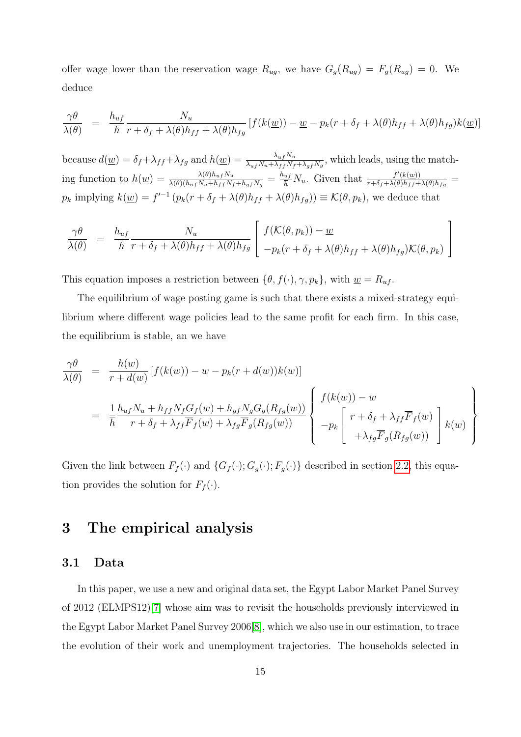offer wage lower than the reservation wage $R_{ug}$, we have $G_g(R_{ug}) = F_g(R_{ug}) = 0$. We deduce

$$\frac{\gamma\theta}{\lambda(\theta)} = \frac{h_{uf}}{\overline{h}} \frac{N_u}{r + \delta_f + \lambda(\theta)h_{ff} + \lambda(\theta)h_{fg}} \left[f(k(\underline{w})) - \underline{w} - p_k(r + \delta_f + \lambda(\theta)h_{ff} + \lambda(\theta)h_{fg})k(\underline{w})\right]$$

because $d(\underline{w}) = \delta_f + \lambda_{ff} + \lambda_{fg}$ and $h(\underline{w}) = \frac{\lambda_{uf}N_u}{\lambda_{uf}N_u + \lambda_{ff}N_f + \lambda_{gf}N_g}$, which leads, using the matching function to $h(\underline{w}) = \frac{\lambda(\theta)h_{uf}N_u}{\lambda(\theta)(h_{uf}N_u + h_{ff}N_f + h_{gf}N_g} = \frac{h_{uf}}{\overline{h}}N_u$. Given that $\frac{f'(k(\underline{w}))}{r + \delta_f + \lambda(\theta)h_{ff} + \lambda(\theta)h_{fg}} = p_k$ implying $k(\underline{w}) = f'^{-1}\left(p_k(r + \delta_f + \lambda(\theta)h_{ff} + \lambda(\theta)h_{fg})\right) \equiv \mathcal{K}(\theta, p_k)$, we deduce that

$$\frac{\gamma\theta}{\lambda(\theta)} = \frac{h_{uf}}{\overline{h}} \frac{N_u}{r + \delta_f + \lambda(\theta)h_{ff} + \lambda(\theta)h_{fg}} \left[\begin{array}{l} f(\mathcal{K}(\theta, p_k)) - \underline{w} \\ -p_k(r + \delta_f + \lambda(\theta)h_{ff} + \lambda(\theta)h_{fg})\mathcal{K}(\theta, p_k) \end{array}\right]$$

This equation imposes a restriction between $\{\theta, f(\cdot), \gamma, p_k\}$, with $\underline{w} = R_{uf}$.

The equilibrium of wage posting game is such that there exists a mixed-strategy equilibrium where different wage policies lead to the same profit for each firm. In this case, the equilibrium is stable, an we have

$$\begin{aligned}
\frac{\gamma\theta}{\lambda(\theta)} &= \frac{h(w)}{r + d(w)}\left[f(k(w)) - w - p_k(r + d(w))k(w)\right] \\
&= \frac{1}{\overline{h}} \frac{h_{uf}N_u + h_{ff}N_fG_f(w) + h_{gf}N_gG_g(R_{fg}(w))}{r + \delta_f + \lambda_{ff}\overline{F}_f(w) + \lambda_{fg}\overline{F}_g(R_{fg}(w))} \left\{\begin{array}{l} f(k(w)) - w \\ -p_k\left[\begin{array}{l} r + \delta_f + \lambda_{ff}\overline{F}_f(w) \\ +\lambda_{fg}\overline{F}_g(R_{fg}(w)) \end{array}\right]k(w) \end{array}\right\}
\end{aligned}$$

Given the link between $F_f(\cdot)$ and $\{G_f(\cdot); G_g(\cdot); F_g(\cdot)\}$ described in section 2.2, this equation provides the solution for $F_f(\cdot)$.

# 3 The empirical analysis

## 3.1 Data

In this paper, we use a new and original data set, the Egypt Labor Market Panel Survey of 2012 (ELMPS12)[7] whose aim was to revisit the households previously interviewed in the Egypt Labor Market Panel Survey 2006[8], which we also use in our estimation, to trace the evolution of their work and unemployment trajectories. The households selected in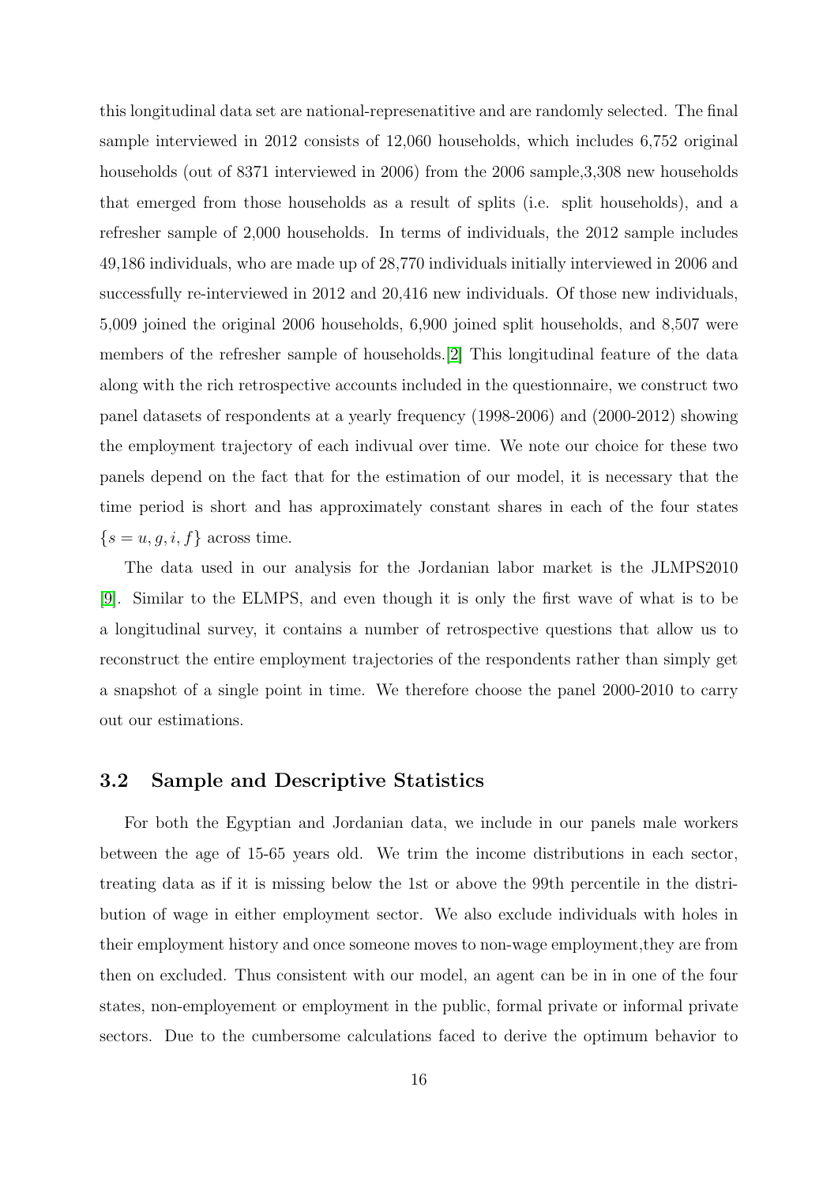this longitudinal data set are national-represenatitive and are randomly selected. The final sample interviewed in 2012 consists of 12,060 households, which includes 6,752 original households (out of 8371 interviewed in 2006) from the 2006 sample,3,308 new households that emerged from those households as a result of splits (i.e. split households), and a refresher sample of 2,000 households. In terms of individuals, the 2012 sample includes 49,186 individuals, who are made up of 28,770 individuals initially interviewed in 2006 and successfully re-interviewed in 2012 and 20,416 new individuals. Of those new individuals, 5,009 joined the original 2006 households, 6,900 joined split households, and 8,507 were members of the refresher sample of households.[2] This longitudinal feature of the data along with the rich retrospective accounts included in the questionnaire, we construct two panel datasets of respondents at a yearly frequency (1998-2006) and (2000-2012) showing the employment trajectory of each indivual over time. We note our choice for these two panels depend on the fact that for the estimation of our model, it is necessary that the time period is short and has approximately constant shares in each of the four states $\{s = u, g, i, f\}$ across time.

The data used in our analysis for the Jordanian labor market is the JLMPS2010 [9]. Similar to the ELMPS, and even though it is only the first wave of what is to be a longitudinal survey, it contains a number of retrospective questions that allow us to reconstruct the entire employment trajectories of the respondents rather than simply get a snapshot of a single point in time. We therefore choose the panel 2000-2010 to carry out our estimations.

### 3.2 Sample and Descriptive Statistics

For both the Egyptian and Jordanian data, we include in our panels male workers between the age of 15-65 years old. We trim the income distributions in each sector, treating data as if it is missing below the 1st or above the 99th percentile in the distribution of wage in either employment sector. We also exclude individuals with holes in their employment history and once someone moves to non-wage employment,they are from then on excluded. Thus consistent with our model, an agent can be in in one of the four states, non-employement or employment in the public, formal private or informal private sectors. Due to the cumbersome calculations faced to derive the optimum behavior to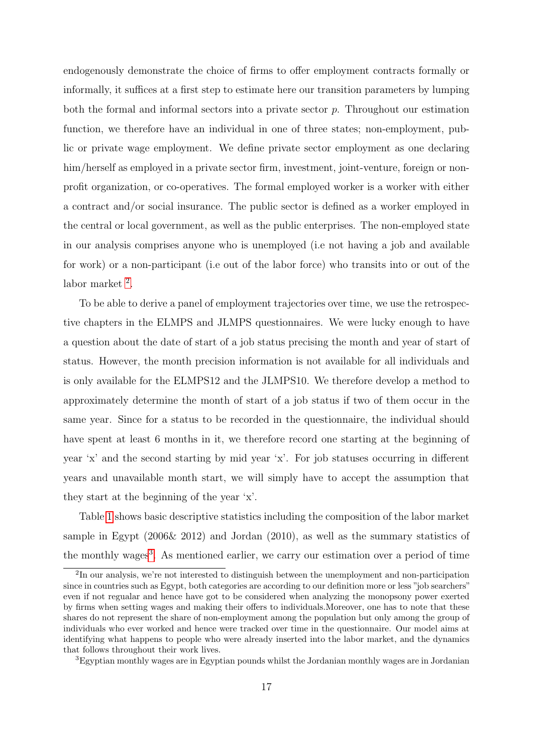endogenously demonstrate the choice of firms to offer employment contracts formally or informally, it suffices at a first step to estimate here our transition parameters by lumping both the formal and informal sectors into a private sector $p$. Throughout our estimation function, we therefore have an individual in one of three states; non-employment, public or private wage employment. We define private sector employment as one declaring him/herself as employed in a private sector firm, investment, joint-venture, foreign or non-profit organization, or co-operatives. The formal employed worker is a worker with either a contract and/or social insurance. The public sector is defined as a worker employed in the central or local government, as well as the public enterprises. The non-employed state in our analysis comprises anyone who is unemployed (i.e not having a job and available for work) or a non-participant (i.e out of the labor force) who transits into or out of the labor market [2].

To be able to derive a panel of employment trajectories over time, we use the retrospective chapters in the ELMPS and JLMPS questionnaires. We were lucky enough to have a question about the date of start of a job status precising the month and year of start of status. However, the month precision information is not available for all individuals and is only available for the ELMPS12 and the JLMPS10. We therefore develop a method to approximately determine the month of start of a job status if two of them occur in the same year. Since for a status to be recorded in the questionnaire, the individual should have spent at least 6 months in it, we therefore record one starting at the beginning of year 'x' and the second starting by mid year 'x'. For job statuses occurring in different years and unavailable month start, we will simply have to accept the assumption that they start at the beginning of the year 'x'.

Table 1 shows basic descriptive statistics including the composition of the labor market sample in Egypt (2006& 2012) and Jordan (2010), as well as the summary statistics of the monthly wages[3]. As mentioned earlier, we carry our estimation over a period of time

[2] In our analysis, we're not interested to distinguish between the unemployment and non-participation since in countries such as Egypt, both categories are according to our definition more or less "job searchers" even if not regualar and hence have got to be considered when analyzing the monopsony power exerted by firms when setting wages and making their offers to individuals.Moreover, one has to note that these shares do not represent the share of non-employment among the population but only among the group of individuals who ever worked and hence were tracked over time in the questionnaire. Our model aims at identifying what happens to people who were already inserted into the labor market, and the dynamics that follows throughout their work lives.

[3] Egyptian monthly wages are in Egyptian pounds whilst the Jordanian monthly wages are in Jordanian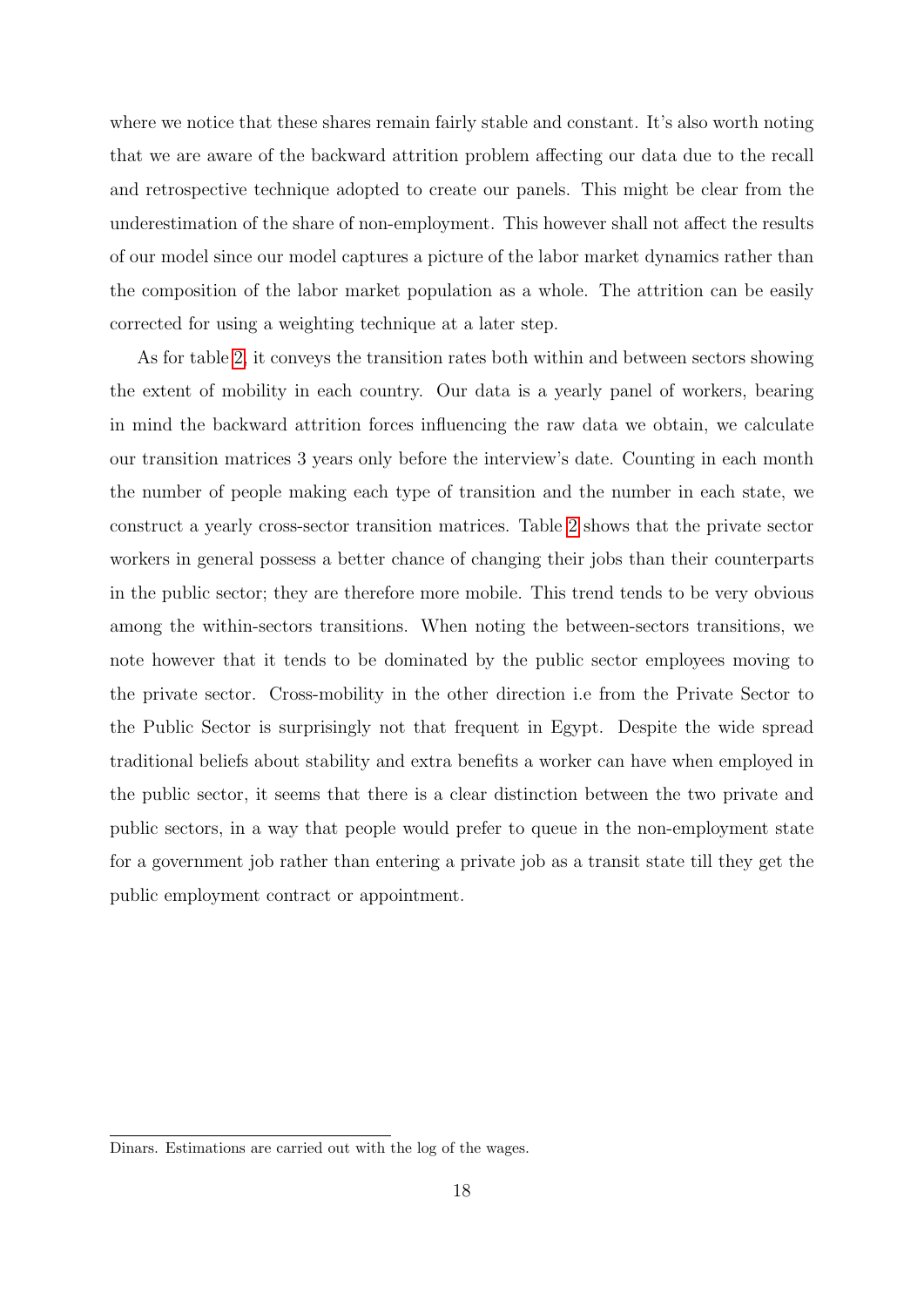where we notice that these shares remain fairly stable and constant. It's also worth noting that we are aware of the backward attrition problem affecting our data due to the recall and retrospective technique adopted to create our panels. This might be clear from the underestimation of the share of non-employment. This however shall not affect the results of our model since our model captures a picture of the labor market dynamics rather than the composition of the labor market population as a whole. The attrition can be easily corrected for using a weighting technique at a later step.

As for table 2, it conveys the transition rates both within and between sectors showing the extent of mobility in each country. Our data is a yearly panel of workers, bearing in mind the backward attrition forces influencing the raw data we obtain, we calculate our transition matrices 3 years only before the interview's date. Counting in each month the number of people making each type of transition and the number in each state, we construct a yearly cross-sector transition matrices. Table 2 shows that the private sector workers in general possess a better chance of changing their jobs than their counterparts in the public sector; they are therefore more mobile. This trend tends to be very obvious among the within-sectors transitions. When noting the between-sectors transitions, we note however that it tends to be dominated by the public sector employees moving to the private sector. Cross-mobility in the other direction i.e from the Private Sector to the Public Sector is surprisingly not that frequent in Egypt. Despite the wide spread traditional beliefs about stability and extra benefits a worker can have when employed in the public sector, it seems that there is a clear distinction between the two private and public sectors, in a way that people would prefer to queue in the non-employment state for a government job rather than entering a private job as a transit state till they get the public employment contract or appointment.

Dinars. Estimations are carried out with the log of the wages.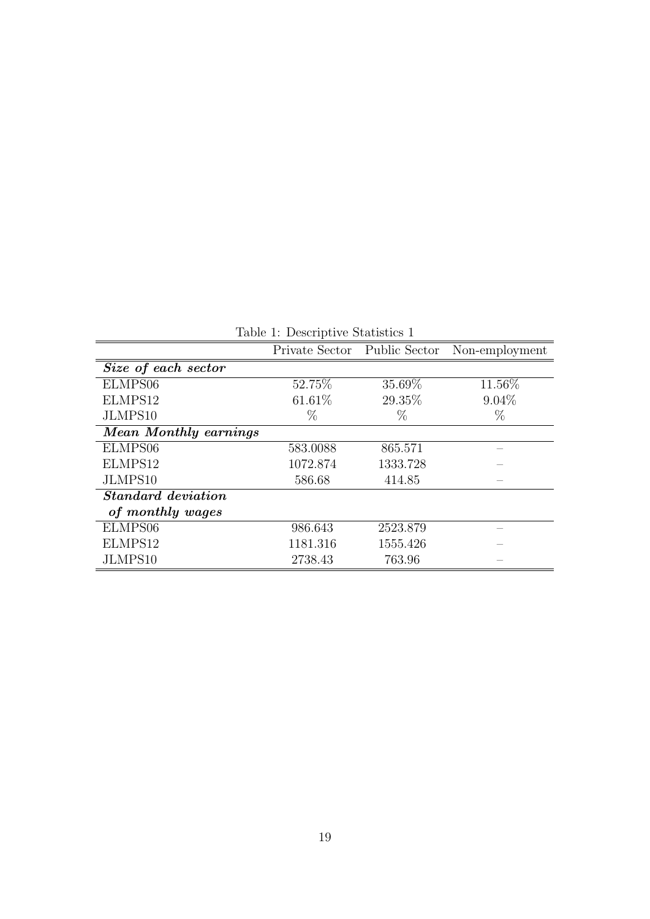Table 1: Descriptive Statistics 1

| | Private Sector | Public Sector | Non-employment |
|---|---|---|---|
| ***Size of each sector*** | | | |
| ELMPS06 | 52.75% | 35.69% | 11.56% |
| ELMPS12 | 61.61% | 29.35% | 9.04% |
| JLMPS10 | % | % | % |
| ***Mean Monthly earnings*** | | | |
| ELMPS06 | 583.0088 | 865.571 | – |
| ELMPS12 | 1072.874 | 1333.728 | – |
| JLMPS10 | 586.68 | 414.85 | – |
| ***Standard deviation of monthly wages*** | | | |
| ELMPS06 | 986.643 | 2523.879 | – |
| ELMPS12 | 1181.316 | 1555.426 | – |
| JLMPS10 | 2738.43 | 763.96 | – |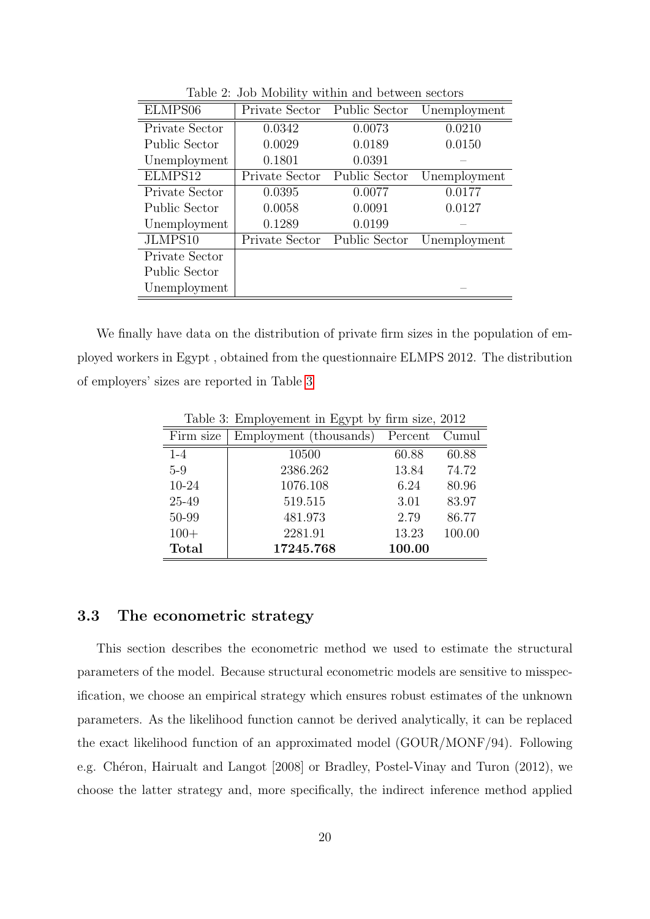Table 2: Job Mobility within and between sectors

| ELMPS06 | Private Sector | Public Sector | Unemployment |
|---|---|---|---|
| Private Sector | 0.0342 | 0.0073 | 0.0210 |
| Public Sector | 0.0029 | 0.0189 | 0.0150 |
| Unemployment | 0.1801 | 0.0391 | – |
| ELMPS12 | Private Sector | Public Sector | Unemployment |
| Private Sector | 0.0395 | 0.0077 | 0.0177 |
| Public Sector | 0.0058 | 0.0091 | 0.0127 |
| Unemployment | 0.1289 | 0.0199 | – |
| JLMPS10 | Private Sector | Public Sector | Unemployment |
| Private Sector | | | |
| Public Sector | | | |
| Unemployment | | | – |

We finally have data on the distribution of private firm sizes in the population of employed workers in Egypt , obtained from the questionnaire ELMPS 2012. The distribution of employers' sizes are reported in Table 3

Table 3: Employement in Egypt by firm size, 2012

| Firm size | Employment (thousands) | Percent | Cumul |
|---|---|---|---|
| 1-4 | 10500 | 60.88 | 60.88 |
| 5-9 | 2386.262 | 13.84 | 74.72 |
| 10-24 | 1076.108 | 6.24 | 80.96 |
| 25-49 | 519.515 | 3.01 | 83.97 |
| 50-99 | 481.973 | 2.79 | 86.77 |
| 100+ | 2281.91 | 13.23 | 100.00 |
| **Total** | **17245.768** | **100.00** | |

### 3.3 The econometric strategy

This section describes the econometric method we used to estimate the structural parameters of the model. Because structural econometric models are sensitive to misspecification, we choose an empirical strategy which ensures robust estimates of the unknown parameters. As the likelihood function cannot be derived analytically, it can be replaced the exact likelihood function of an approximated model (GOUR/MONF/94). Following e.g. Chéron, Hairualt and Langot [2008] or Bradley, Postel-Vinay and Turon (2012), we choose the latter strategy and, more specifically, the indirect inference method applied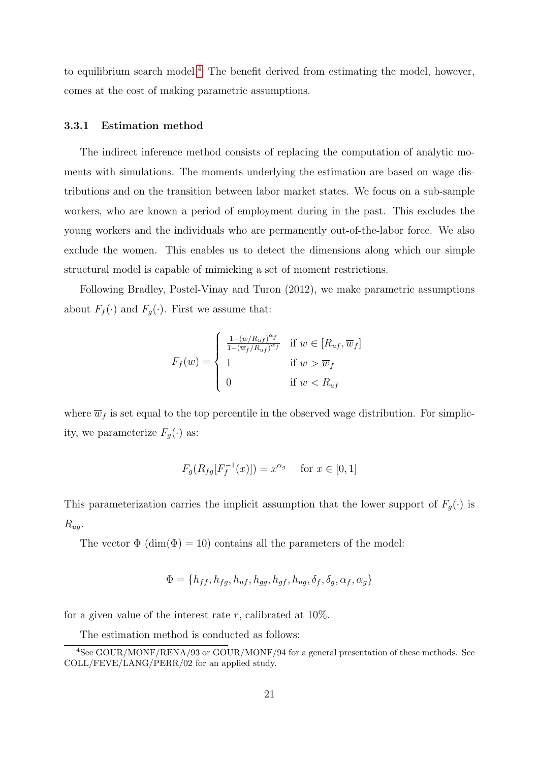to equilibrium search model.[4] The benefit derived from estimating the model, however, comes at the cost of making parametric assumptions.

### 3.3.1 Estimation method

The indirect inference method consists of replacing the computation of analytic moments with simulations. The moments underlying the estimation are based on wage distributions and on the transition between labor market states. We focus on a sub-sample workers, who are known a period of employment during in the past. This excludes the young workers and the individuals who are permanently out-of-the-labor force. We also exclude the women. This enables us to detect the dimensions along which our simple structural model is capable of mimicking a set of moment restrictions.

Following Bradley, Postel-Vinay and Turon (2012), we make parametric assumptions about $F_f(\cdot)$ and $F_g(\cdot)$. First we assume that:

$$F_f(w) = \begin{cases} \frac{1-(w/R_{uf})^{\alpha_f}}{1-(\overline{w}_f/R_{uf})^{\alpha_f}} & \text{if } w \in [R_{uf}, \overline{w}_f] \\ 1 & \text{if } w > \overline{w}_f \\ 0 & \text{if } w < R_{uf} \end{cases}$$

where $\overline{w}_f$ is set equal to the top percentile in the observed wage distribution. For simplicity, we parameterize $F_g(\cdot)$ as:

$$F_g(R_{fg}[F_f^{-1}(x)]) = x^{\alpha_g} \quad \text{for } x \in [0,1]$$

This parameterization carries the implicit assumption that the lower support of $F_g(\cdot)$ is $R_{ug}$.

The vector $\Phi$ ($\dim(\Phi) = 10$) contains all the parameters of the model:

$$\Phi = \{h_{ff}, h_{fg}, h_{uf}, h_{gg}, h_{gf}, h_{ug}, \delta_f, \delta_g, \alpha_f, \alpha_g\}$$

for a given value of the interest rate $r$, calibrated at 10%.

The estimation method is conducted as follows:

[4]See GOUR/MONF/RENA/93 or GOUR/MONF/94 for a general presentation of these methods. See COLL/FEVE/LANG/PERR/02 for an applied study.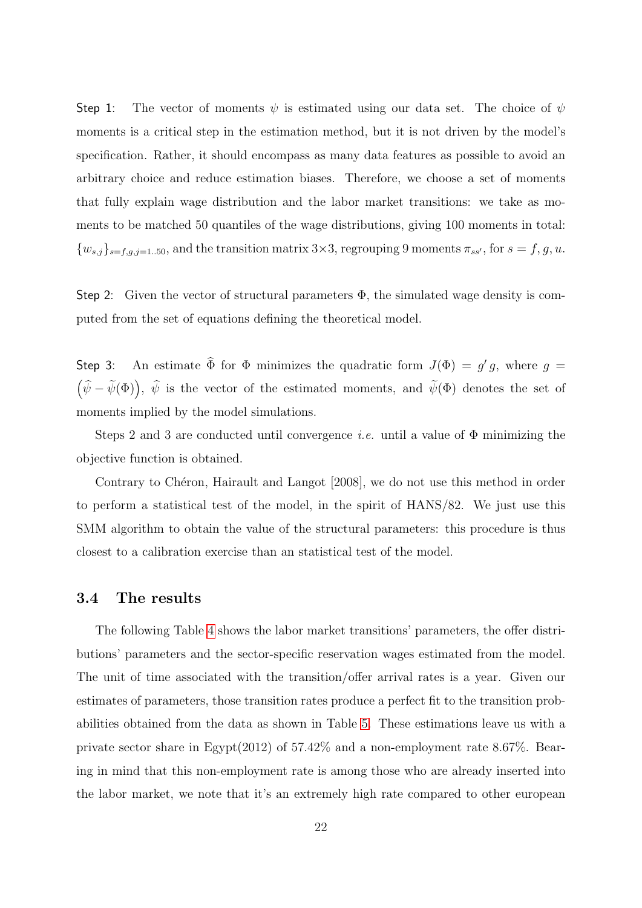Step 1: The vector of moments $\psi$ is estimated using our data set. The choice of $\psi$ moments is a critical step in the estimation method, but it is not driven by the model's specification. Rather, it should encompass as many data features as possible to avoid an arbitrary choice and reduce estimation biases. Therefore, we choose a set of moments that fully explain wage distribution and the labor market transitions: we take as moments to be matched 50 quantiles of the wage distributions, giving 100 moments in total: $\{w_{s,j}\}_{s=f,g,j=1..50}$, and the transition matrix 3×3, regrouping 9 moments $\pi_{ss'}$, for $s = f, g, u$.

Step 2: Given the vector of structural parameters $\Phi$, the simulated wage density is computed from the set of equations defining the theoretical model.

Step 3: An estimate $\widehat{\Phi}$ for $\Phi$ minimizes the quadratic form $J(\Phi) = g'\, g$, where $g = \left(\widehat{\psi} - \widetilde{\psi}(\Phi)\right)$, $\widehat{\psi}$ is the vector of the estimated moments, and $\widetilde{\psi}(\Phi)$ denotes the set of moments implied by the model simulations.

Steps 2 and 3 are conducted until convergence *i.e.* until a value of $\Phi$ minimizing the objective function is obtained.

Contrary to Chéron, Hairault and Langot [2008], we do not use this method in order to perform a statistical test of the model, in the spirit of HANS/82. We just use this SMM algorithm to obtain the value of the structural parameters: this procedure is thus closest to a calibration exercise than an statistical test of the model.

### 3.4 The results

The following Table 4 shows the labor market transitions' parameters, the offer distributions' parameters and the sector-specific reservation wages estimated from the model. The unit of time associated with the transition/offer arrival rates is a year. Given our estimates of parameters, those transition rates produce a perfect fit to the transition probabilities obtained from the data as shown in Table 5. These estimations leave us with a private sector share in Egypt(2012) of 57.42% and a non-employment rate 8.67%. Bearing in mind that this non-employment rate is among those who are already inserted into the labor market, we note that it's an extremely high rate compared to other european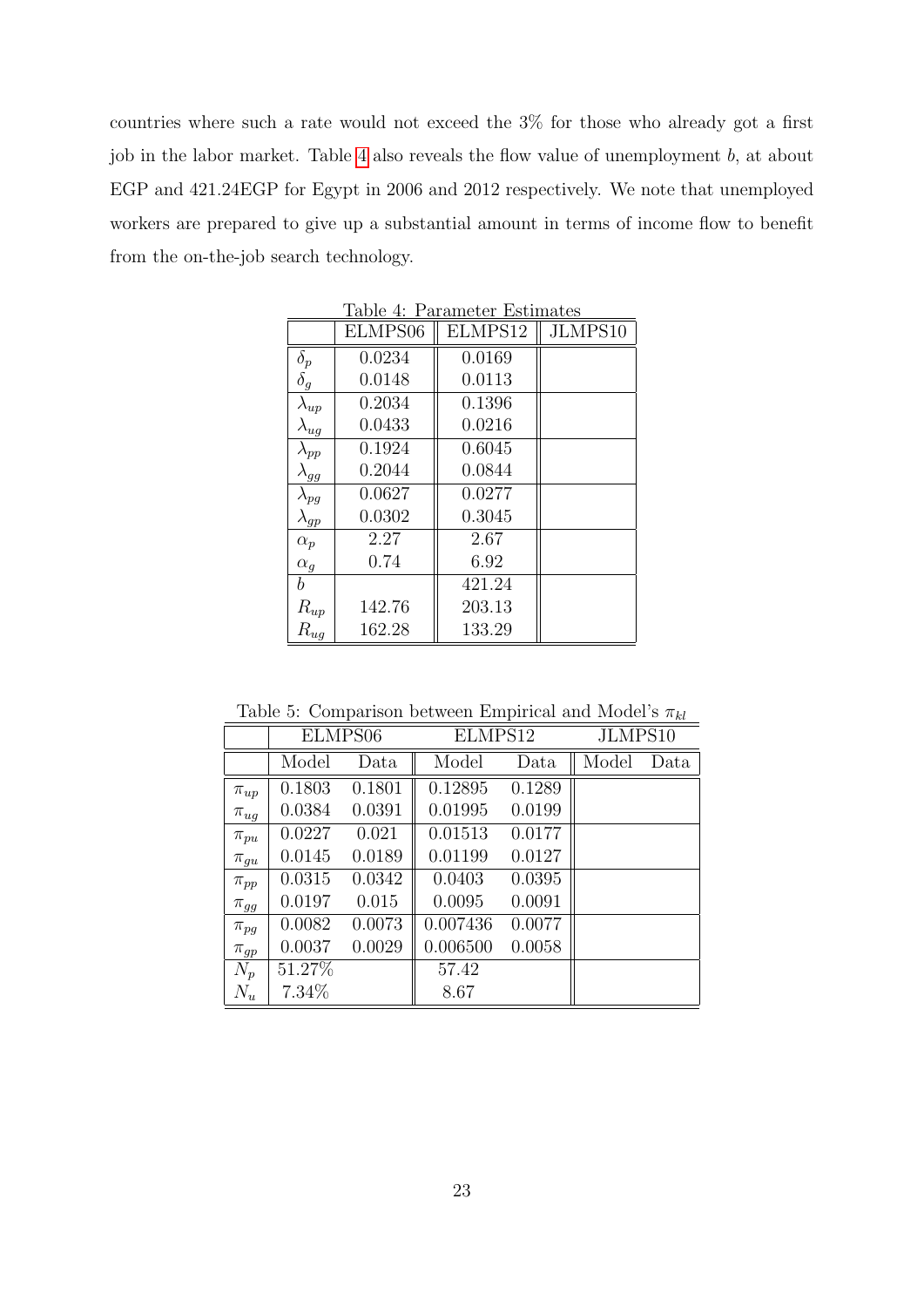countries where such a rate would not exceed the 3% for those who already got a first job in the labor market. Table 4 also reveals the flow value of unemployment $b$, at about EGP and 421.24EGP for Egypt in 2006 and 2012 respectively. We note that unemployed workers are prepared to give up a substantial amount in terms of income flow to benefit from the on-the-job search technology.

Table 4: Parameter Estimates

| | ELMPS06 | ELMPS12 | JLMPS10 |
|---|---|---|---|
| $\delta_p$ | 0.0234 | 0.0169 | |
| $\delta_g$ | 0.0148 | 0.0113 | |
| $\lambda_{up}$ | 0.2034 | 0.1396 | |
| $\lambda_{ug}$ | 0.0433 | 0.0216 | |
| $\lambda_{pp}$ | 0.1924 | 0.6045 | |
| $\lambda_{gg}$ | 0.2044 | 0.0844 | |
| $\lambda_{pg}$ | 0.0627 | 0.0277 | |
| $\lambda_{gp}$ | 0.0302 | 0.3045 | |
| $\alpha_p$ | 2.27 | 2.67 | |
| $\alpha_g$ | 0.74 | 6.92 | |
| $b$ | | 421.24 | |
| $R_{up}$ | 142.76 | 203.13 | |
| $R_{ug}$ | 162.28 | 133.29 | |

Table 5: Comparison between Empirical and Model's $\pi_{kl}$

| | ELMPS06 | | ELMPS12 | | JLMPS10 | |
|---|---|---|---|---|---|---|
| | Model | Data | Model | Data | Model | Data |
| $\pi_{up}$ | 0.1803 | 0.1801 | 0.12895 | 0.1289 | | |
| $\pi_{ug}$ | 0.0384 | 0.0391 | 0.01995 | 0.0199 | | |
| $\pi_{pu}$ | 0.0227 | 0.021 | 0.01513 | 0.0177 | | |
| $\pi_{gu}$ | 0.0145 | 0.0189 | 0.01199 | 0.0127 | | |
| $\pi_{pp}$ | 0.0315 | 0.0342 | 0.0403 | 0.0395 | | |
| $\pi_{gg}$ | 0.0197 | 0.015 | 0.0095 | 0.0091 | | |
| $\pi_{pg}$ | 0.0082 | 0.0073 | 0.007436 | 0.0077 | | |
| $\pi_{gp}$ | 0.0037 | 0.0029 | 0.006500 | 0.0058 | | |
| $N_p$ | 51.27% | | 57.42 | | | |
| $N_u$ | 7.34% | | 8.67 | | | |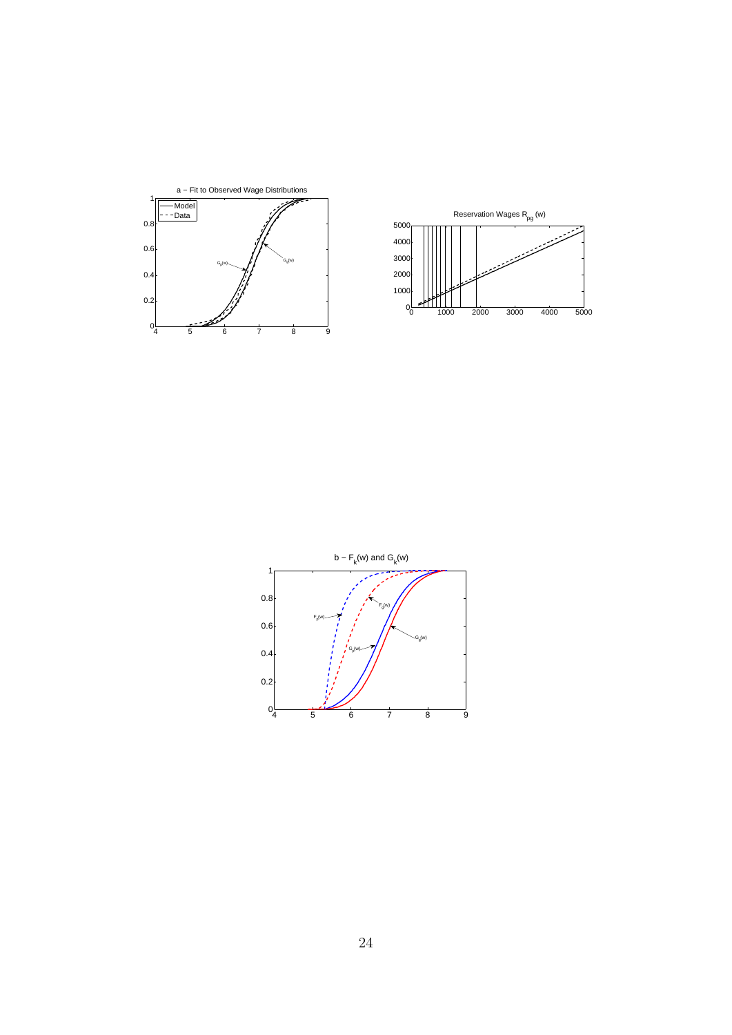a − Fit to Observed Wage Distributions

Model

Data

$G_p(w)$

$G_g(w)$

1

0.8

0.6

0.4

0.2

0

4 5 6 7 8 9

Reservation Wages $R_{pg}$ (w)

5000

4000

3000

2000

1000

0

0 1000 2000 3000 4000 5000

b − $F_k$(w) and $G_k$(w)

$F_p(w)$

$F_g(w)$

$G_p(w)$

$G_g(w)$

1

0.8

0.6

0.4

0.2

0

4 5 6 7 8 9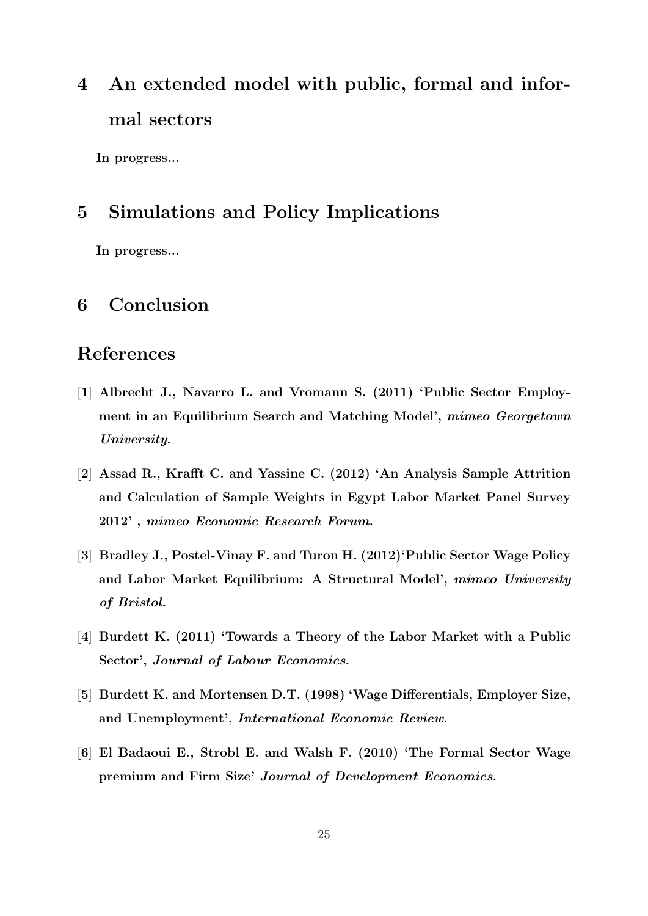# 4 An extended model with public, formal and informal sectors

**In progress...**

# 5 Simulations and Policy Implications

**In progress...**

# 6 Conclusion

# References

[1] **Albrecht J., Navarro L. and Vromann S. (2011) 'Public Sector Employment in an Equilibrium Search and Matching Model',** ***mimeo Georgetown University.***

[2] **Assad R., Krafft C. and Yassine C. (2012) 'An Analysis Sample Attrition and Calculation of Sample Weights in Egypt Labor Market Panel Survey 2012' ,** ***mimeo Economic Research Forum.***

[3] **Bradley J., Postel-Vinay F. and Turon H. (2012)'Public Sector Wage Policy and Labor Market Equilibrium: A Structural Model',** ***mimeo University of Bristol.***

[4] **Burdett K. (2011) 'Towards a Theory of the Labor Market with a Public Sector',** ***Journal of Labour Economics.***

[5] **Burdett K. and Mortensen D.T. (1998) 'Wage Differentials, Employer Size, and Unemployment',** ***International Economic Review.***

[6] **El Badaoui E., Strobl E. and Walsh F. (2010) 'The Formal Sector Wage premium and Firm Size'** ***Journal of Development Economics.***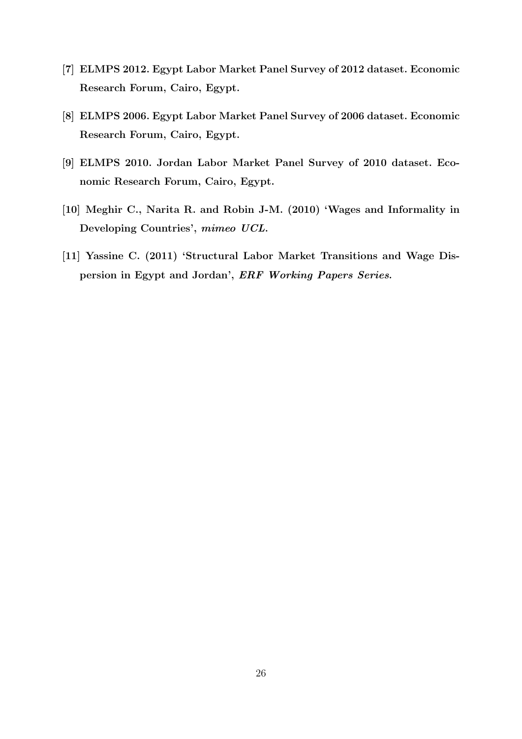**[7] ELMPS 2012. Egypt Labor Market Panel Survey of 2012 dataset. Economic Research Forum, Cairo, Egypt.**

**[8] ELMPS 2006. Egypt Labor Market Panel Survey of 2006 dataset. Economic Research Forum, Cairo, Egypt.**

**[9] ELMPS 2010. Jordan Labor Market Panel Survey of 2010 dataset. Economic Research Forum, Cairo, Egypt.**

**[10] Meghir C., Narita R. and Robin J-M. (2010) 'Wages and Informality in Developing Countries', *mimeo UCL*.**

**[11] Yassine C. (2011) 'Structural Labor Market Transitions and Wage Dispersion in Egypt and Jordan', *ERF Working Papers Series*.**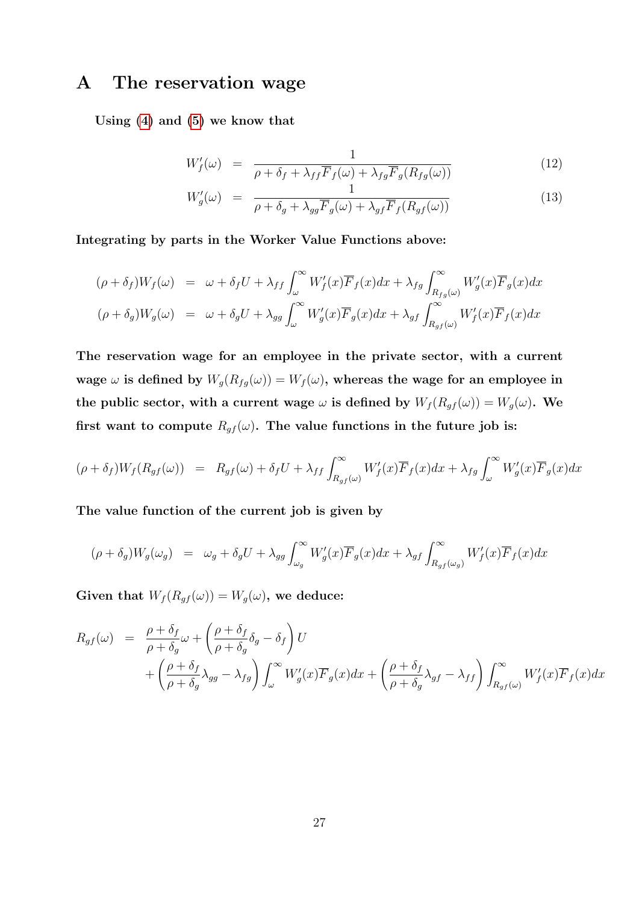# A The reservation wage

**Using (4) and (5) we know that**

$$
\begin{aligned}
W_f'(\omega) &= \frac{1}{\rho + \delta_f + \lambda_{ff}\overline{F}_f(\omega) + \lambda_{fg}\overline{F}_g(R_{fg}(\omega))} &\quad (12)\\
W_g'(\omega) &= \frac{1}{\rho + \delta_g + \lambda_{gg}\overline{F}_g(\omega) + \lambda_{gf}\overline{F}_f(R_{gf}(\omega))} &\quad (13)
\end{aligned}
$$

**Integrating by parts in the Worker Value Functions above:**

$$
\begin{aligned}
(\rho + \delta_f)W_f(\omega) &= \omega + \delta_f U + \lambda_{ff}\int_{\omega}^{\infty} W_f'(x)\overline{F}_f(x)dx + \lambda_{fg}\int_{R_{fg}(\omega)}^{\infty} W_g'(x)\overline{F}_g(x)dx \\
(\rho + \delta_g)W_g(\omega) &= \omega + \delta_g U + \lambda_{gg}\int_{\omega}^{\infty} W_g'(x)\overline{F}_g(x)dx + \lambda_{gf}\int_{R_{gf}(\omega)}^{\infty} W_f'(x)\overline{F}_f(x)dx
\end{aligned}
$$

**The reservation wage for an employee in the private sector, with a current wage $\omega$ is defined by $W_g(R_{fg}(\omega)) = W_f(\omega)$, whereas the wage for an employee in the public sector, with a current wage $\omega$ is defined by $W_f(R_{gf}(\omega)) = W_g(\omega)$. We first want to compute $R_{gf}(\omega)$. The value functions in the future job is:**

$$
(\rho + \delta_f)W_f(R_{gf}(\omega)) = R_{gf}(\omega) + \delta_f U + \lambda_{ff}\int_{R_{gf}(\omega)}^{\infty} W_f'(x)\overline{F}_f(x)dx + \lambda_{fg}\int_{\omega}^{\infty} W_g'(x)\overline{F}_g(x)dx
$$

**The value function of the current job is given by**

$$
(\rho + \delta_g)W_g(\omega_g) = \omega_g + \delta_g U + \lambda_{gg}\int_{\omega_g}^{\infty} W_g'(x)\overline{F}_g(x)dx + \lambda_{gf}\int_{R_{gf}(\omega_g)}^{\infty} W_f'(x)\overline{F}_f(x)dx
$$

**Given that $W_f(R_{gf}(\omega)) = W_g(\omega)$, we deduce:**

$$
\begin{aligned}
R_{gf}(\omega) &= \frac{\rho + \delta_f}{\rho + \delta_g}\omega + \left(\frac{\rho + \delta_f}{\rho + \delta_g}\delta_g - \delta_f\right)U \\
&\quad + \left(\frac{\rho + \delta_f}{\rho + \delta_g}\lambda_{gg} - \lambda_{fg}\right)\int_{\omega}^{\infty} W_g'(x)\overline{F}_g(x)dx + \left(\frac{\rho + \delta_f}{\rho + \delta_g}\lambda_{gf} - \lambda_{ff}\right)\int_{R_{gf}(\omega)}^{\infty} W_f'(x)\overline{F}_f(x)dx
\end{aligned}
$$